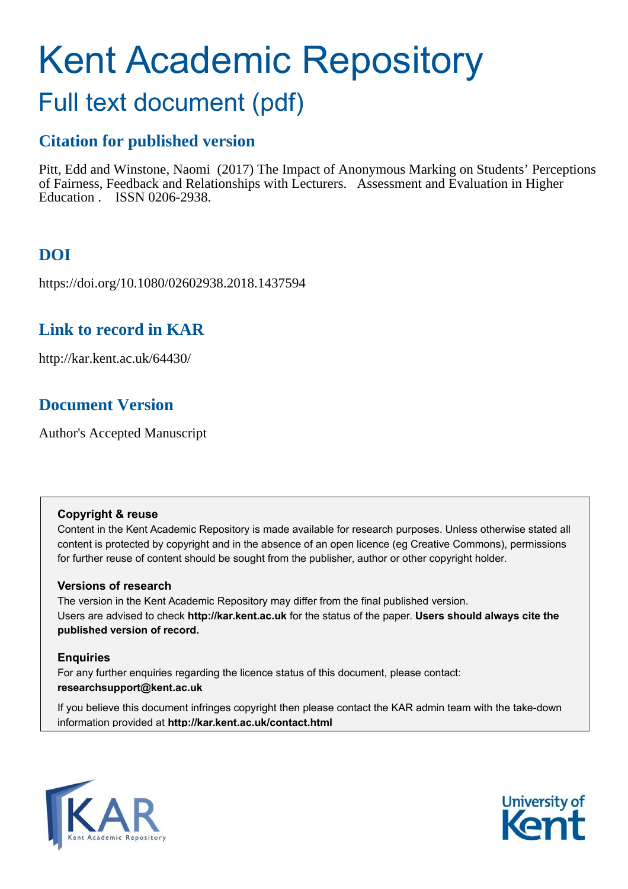# Kent Academic Repository

## Full text document (pdf)

### Citation for published version

Pitt, Edd and Winstone, Naomi (2017) The Impact of Anonymous Marking on Students' Perceptions of Fairness, Feedback and Relationships with Lecturers. Assessment and Evaluation in Higher Education . ISSN 0206-2938.

### DOI

https://doi.org/10.1080/02602938.2018.1437594

### Link to record in KAR

http://kar.kent.ac.uk/64430/

### Document Version

Author's Accepted Manuscript

**Copyright & reuse**

Content in the Kent Academic Repository is made available for research purposes. Unless otherwise stated all content is protected by copyright and in the absence of an open licence (eg Creative Commons), permissions for further reuse of content should be sought from the publisher, author or other copyright holder.

**Versions of research**

The version in the Kent Academic Repository may differ from the final published version. Users are advised to check **http://kar.kent.ac.uk** for the status of the paper. **Users should always cite the published version of record.**

**Enquiries**

For any further enquiries regarding the licence status of this document, please contact: **researchsupport@kent.ac.uk**

If you believe this document infringes copyright then please contact the KAR admin team with the take-down information provided at **http://kar.kent.ac.uk/contact.html**

KAR Kent Academic Repository

University of Kent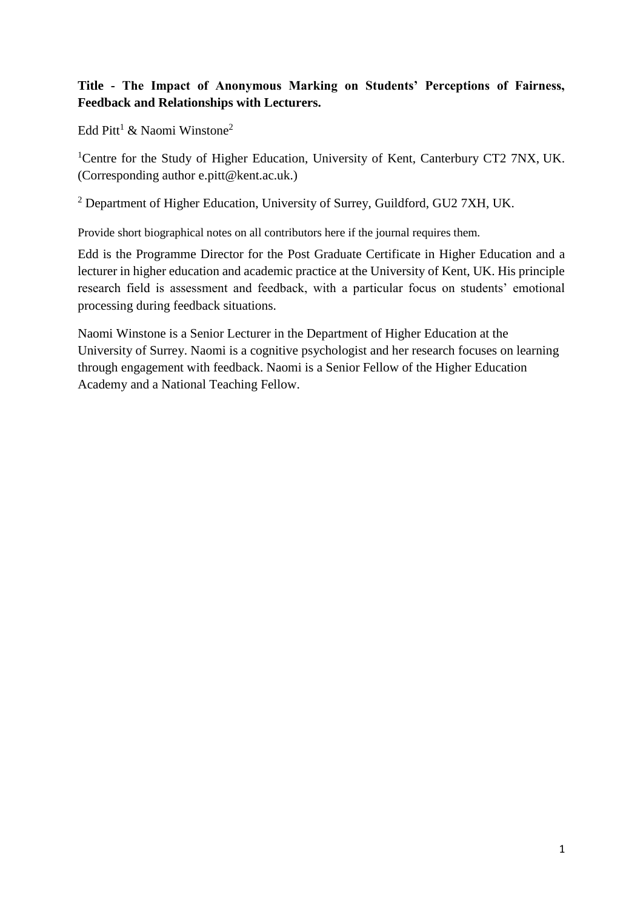**Title - The Impact of Anonymous Marking on Students' Perceptions of Fairness, Feedback and Relationships with Lecturers.**

Edd Pitt[1] & Naomi Winstone[2]

[1]Centre for the Study of Higher Education, University of Kent, Canterbury CT2 7NX, UK. (Corresponding author e.pitt@kent.ac.uk.)

[2] Department of Higher Education, University of Surrey, Guildford, GU2 7XH, UK.

Provide short biographical notes on all contributors here if the journal requires them.

Edd is the Programme Director for the Post Graduate Certificate in Higher Education and a lecturer in higher education and academic practice at the University of Kent, UK. His principle research field is assessment and feedback, with a particular focus on students' emotional processing during feedback situations.

Naomi Winstone is a Senior Lecturer in the Department of Higher Education at the University of Surrey. Naomi is a cognitive psychologist and her research focuses on learning through engagement with feedback. Naomi is a Senior Fellow of the Higher Education Academy and a National Teaching Fellow.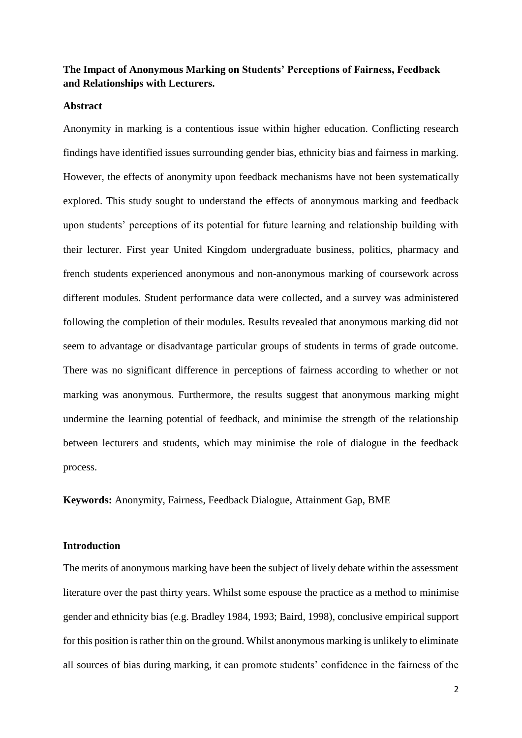**The Impact of Anonymous Marking on Students' Perceptions of Fairness, Feedback and Relationships with Lecturers.**

**Abstract**

Anonymity in marking is a contentious issue within higher education. Conflicting research findings have identified issues surrounding gender bias, ethnicity bias and fairness in marking. However, the effects of anonymity upon feedback mechanisms have not been systematically explored. This study sought to understand the effects of anonymous marking and feedback upon students' perceptions of its potential for future learning and relationship building with their lecturer. First year United Kingdom undergraduate business, politics, pharmacy and french students experienced anonymous and non-anonymous marking of coursework across different modules. Student performance data were collected, and a survey was administered following the completion of their modules. Results revealed that anonymous marking did not seem to advantage or disadvantage particular groups of students in terms of grade outcome. There was no significant difference in perceptions of fairness according to whether or not marking was anonymous. Furthermore, the results suggest that anonymous marking might undermine the learning potential of feedback, and minimise the strength of the relationship between lecturers and students, which may minimise the role of dialogue in the feedback process.

**Keywords:** Anonymity, Fairness, Feedback Dialogue, Attainment Gap, BME

**Introduction**

The merits of anonymous marking have been the subject of lively debate within the assessment literature over the past thirty years. Whilst some espouse the practice as a method to minimise gender and ethnicity bias (e.g. Bradley 1984, 1993; Baird, 1998), conclusive empirical support for this position is rather thin on the ground. Whilst anonymous marking is unlikely to eliminate all sources of bias during marking, it can promote students' confidence in the fairness of the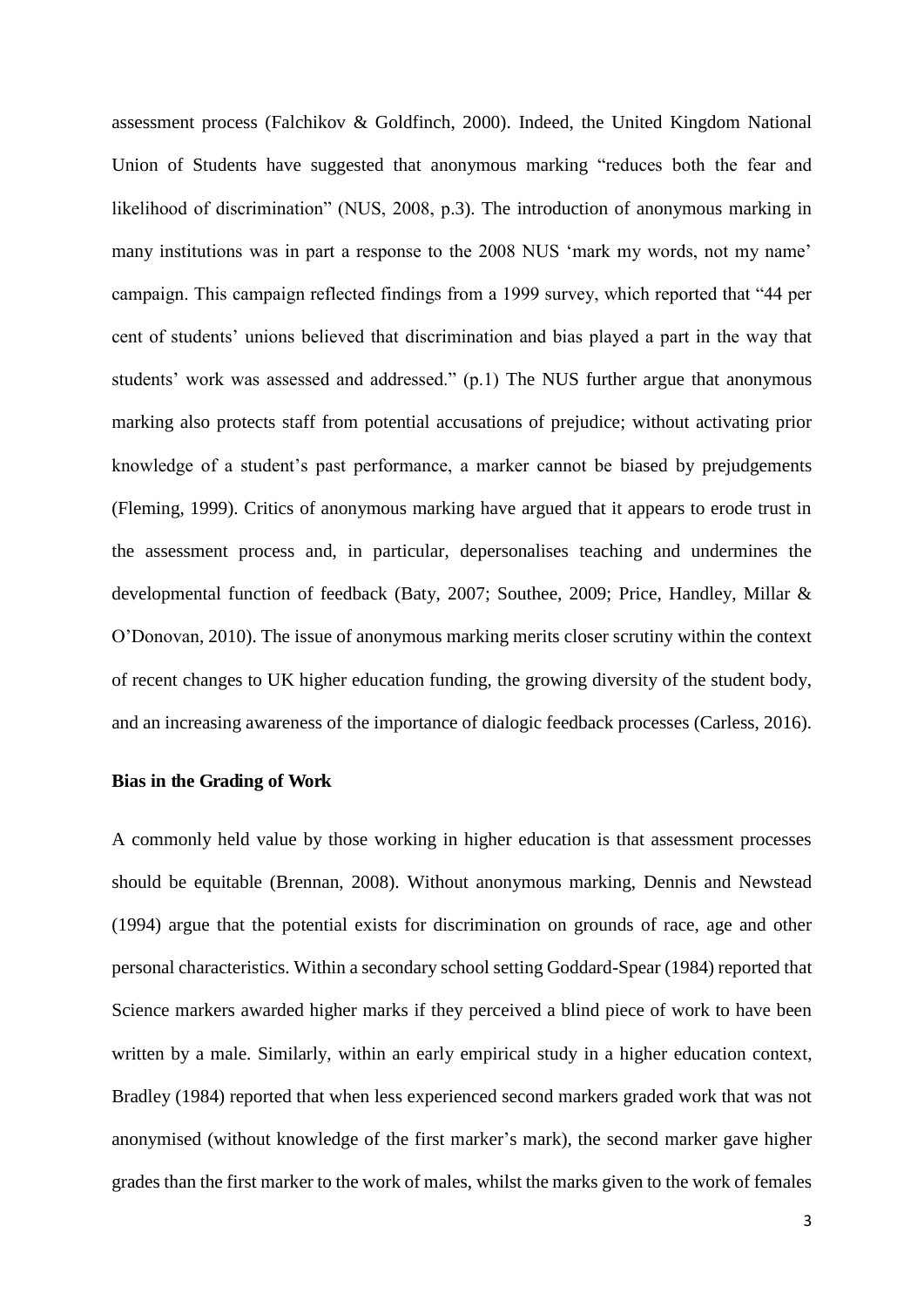assessment process (Falchikov & Goldfinch, 2000). Indeed, the United Kingdom National Union of Students have suggested that anonymous marking "reduces both the fear and likelihood of discrimination" (NUS, 2008, p.3). The introduction of anonymous marking in many institutions was in part a response to the 2008 NUS 'mark my words, not my name' campaign. This campaign reflected findings from a 1999 survey, which reported that "44 per cent of students' unions believed that discrimination and bias played a part in the way that students' work was assessed and addressed." (p.1) The NUS further argue that anonymous marking also protects staff from potential accusations of prejudice; without activating prior knowledge of a student's past performance, a marker cannot be biased by prejudgements (Fleming, 1999). Critics of anonymous marking have argued that it appears to erode trust in the assessment process and, in particular, depersonalises teaching and undermines the developmental function of feedback (Baty, 2007; Southee, 2009; Price, Handley, Millar & O'Donovan, 2010). The issue of anonymous marking merits closer scrutiny within the context of recent changes to UK higher education funding, the growing diversity of the student body, and an increasing awareness of the importance of dialogic feedback processes (Carless, 2016).

**Bias in the Grading of Work**

A commonly held value by those working in higher education is that assessment processes should be equitable (Brennan, 2008). Without anonymous marking, Dennis and Newstead (1994) argue that the potential exists for discrimination on grounds of race, age and other personal characteristics. Within a secondary school setting Goddard-Spear (1984) reported that Science markers awarded higher marks if they perceived a blind piece of work to have been written by a male. Similarly, within an early empirical study in a higher education context, Bradley (1984) reported that when less experienced second markers graded work that was not anonymised (without knowledge of the first marker's mark), the second marker gave higher grades than the first marker to the work of males, whilst the marks given to the work of females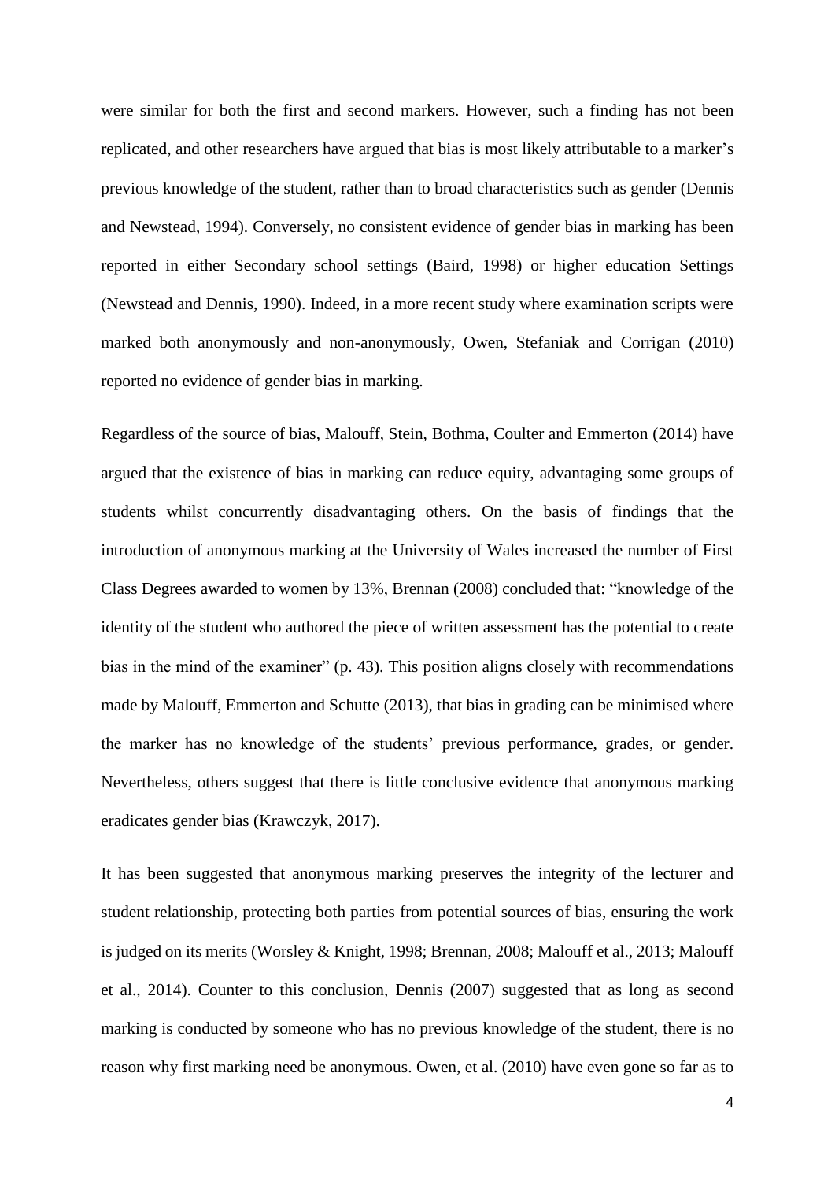were similar for both the first and second markers. However, such a finding has not been replicated, and other researchers have argued that bias is most likely attributable to a marker's previous knowledge of the student, rather than to broad characteristics such as gender (Dennis and Newstead, 1994). Conversely, no consistent evidence of gender bias in marking has been reported in either Secondary school settings (Baird, 1998) or higher education Settings (Newstead and Dennis, 1990). Indeed, in a more recent study where examination scripts were marked both anonymously and non-anonymously, Owen, Stefaniak and Corrigan (2010) reported no evidence of gender bias in marking.

Regardless of the source of bias, Malouff, Stein, Bothma, Coulter and Emmerton (2014) have argued that the existence of bias in marking can reduce equity, advantaging some groups of students whilst concurrently disadvantaging others. On the basis of findings that the introduction of anonymous marking at the University of Wales increased the number of First Class Degrees awarded to women by 13%, Brennan (2008) concluded that: "knowledge of the identity of the student who authored the piece of written assessment has the potential to create bias in the mind of the examiner" (p. 43). This position aligns closely with recommendations made by Malouff, Emmerton and Schutte (2013), that bias in grading can be minimised where the marker has no knowledge of the students' previous performance, grades, or gender. Nevertheless, others suggest that there is little conclusive evidence that anonymous marking eradicates gender bias (Krawczyk, 2017).

It has been suggested that anonymous marking preserves the integrity of the lecturer and student relationship, protecting both parties from potential sources of bias, ensuring the work is judged on its merits (Worsley & Knight, 1998; Brennan, 2008; Malouff et al., 2013; Malouff et al., 2014). Counter to this conclusion, Dennis (2007) suggested that as long as second marking is conducted by someone who has no previous knowledge of the student, there is no reason why first marking need be anonymous. Owen, et al. (2010) have even gone so far as to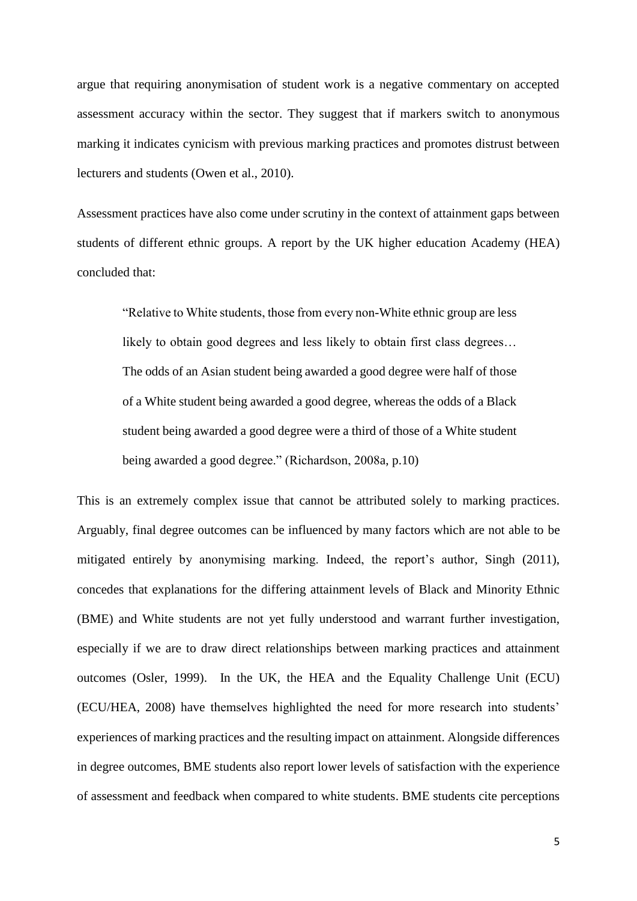argue that requiring anonymisation of student work is a negative commentary on accepted assessment accuracy within the sector. They suggest that if markers switch to anonymous marking it indicates cynicism with previous marking practices and promotes distrust between lecturers and students (Owen et al., 2010).

Assessment practices have also come under scrutiny in the context of attainment gaps between students of different ethnic groups. A report by the UK higher education Academy (HEA) concluded that:

> "Relative to White students, those from every non-White ethnic group are less likely to obtain good degrees and less likely to obtain first class degrees… The odds of an Asian student being awarded a good degree were half of those of a White student being awarded a good degree, whereas the odds of a Black student being awarded a good degree were a third of those of a White student being awarded a good degree." (Richardson, 2008a, p.10)

This is an extremely complex issue that cannot be attributed solely to marking practices. Arguably, final degree outcomes can be influenced by many factors which are not able to be mitigated entirely by anonymising marking. Indeed, the report's author, Singh (2011), concedes that explanations for the differing attainment levels of Black and Minority Ethnic (BME) and White students are not yet fully understood and warrant further investigation, especially if we are to draw direct relationships between marking practices and attainment outcomes (Osler, 1999). In the UK, the HEA and the Equality Challenge Unit (ECU) (ECU/HEA, 2008) have themselves highlighted the need for more research into students' experiences of marking practices and the resulting impact on attainment. Alongside differences in degree outcomes, BME students also report lower levels of satisfaction with the experience of assessment and feedback when compared to white students. BME students cite perceptions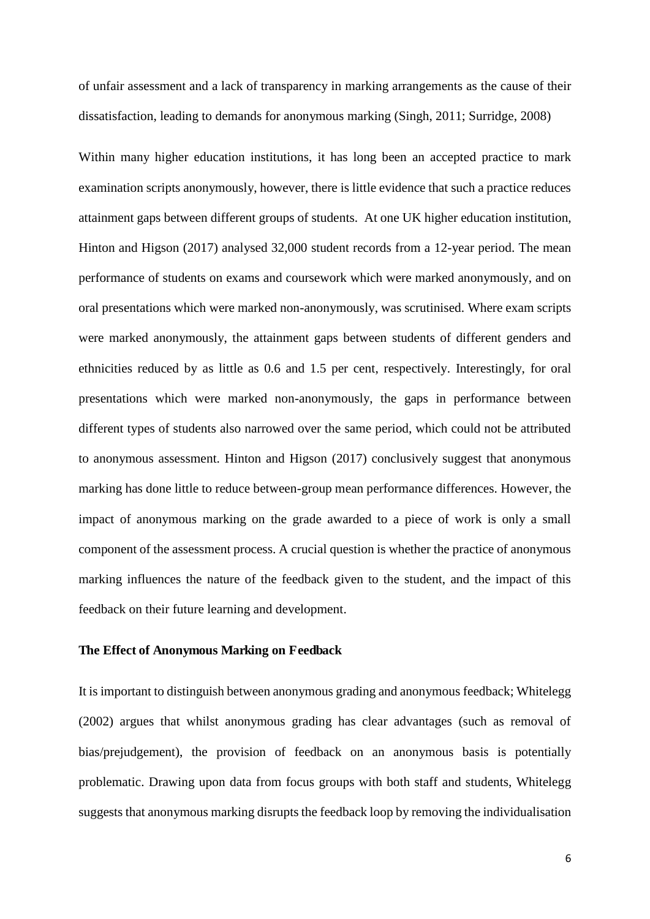of unfair assessment and a lack of transparency in marking arrangements as the cause of their dissatisfaction, leading to demands for anonymous marking (Singh, 2011; Surridge, 2008)

Within many higher education institutions, it has long been an accepted practice to mark examination scripts anonymously, however, there is little evidence that such a practice reduces attainment gaps between different groups of students. At one UK higher education institution, Hinton and Higson (2017) analysed 32,000 student records from a 12-year period. The mean performance of students on exams and coursework which were marked anonymously, and on oral presentations which were marked non-anonymously, was scrutinised. Where exam scripts were marked anonymously, the attainment gaps between students of different genders and ethnicities reduced by as little as 0.6 and 1.5 per cent, respectively. Interestingly, for oral presentations which were marked non-anonymously, the gaps in performance between different types of students also narrowed over the same period, which could not be attributed to anonymous assessment. Hinton and Higson (2017) conclusively suggest that anonymous marking has done little to reduce between-group mean performance differences. However, the impact of anonymous marking on the grade awarded to a piece of work is only a small component of the assessment process. A crucial question is whether the practice of anonymous marking influences the nature of the feedback given to the student, and the impact of this feedback on their future learning and development.

**The Effect of Anonymous Marking on Feedback**

It is important to distinguish between anonymous grading and anonymous feedback; Whitelegg (2002) argues that whilst anonymous grading has clear advantages (such as removal of bias/prejudgement), the provision of feedback on an anonymous basis is potentially problematic. Drawing upon data from focus groups with both staff and students, Whitelegg suggests that anonymous marking disrupts the feedback loop by removing the individualisation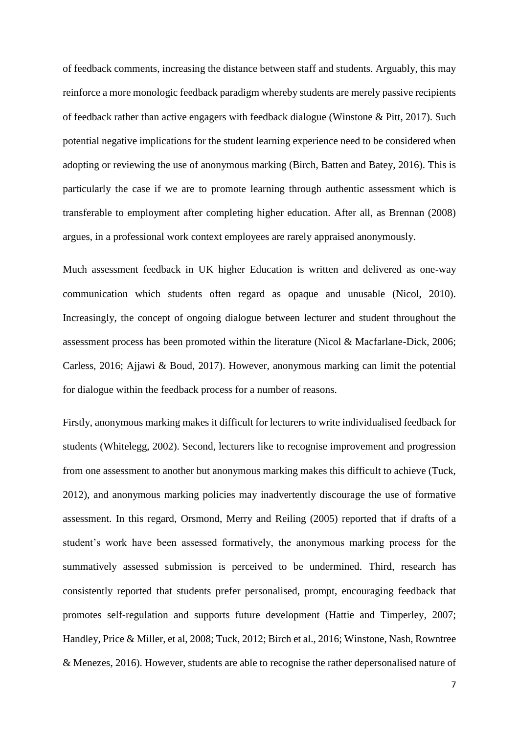of feedback comments, increasing the distance between staff and students. Arguably, this may reinforce a more monologic feedback paradigm whereby students are merely passive recipients of feedback rather than active engagers with feedback dialogue (Winstone & Pitt, 2017). Such potential negative implications for the student learning experience need to be considered when adopting or reviewing the use of anonymous marking (Birch, Batten and Batey, 2016). This is particularly the case if we are to promote learning through authentic assessment which is transferable to employment after completing higher education. After all, as Brennan (2008) argues, in a professional work context employees are rarely appraised anonymously.

Much assessment feedback in UK higher Education is written and delivered as one-way communication which students often regard as opaque and unusable (Nicol, 2010). Increasingly, the concept of ongoing dialogue between lecturer and student throughout the assessment process has been promoted within the literature (Nicol & Macfarlane-Dick, 2006; Carless, 2016; Ajjawi & Boud, 2017). However, anonymous marking can limit the potential for dialogue within the feedback process for a number of reasons.

Firstly, anonymous marking makes it difficult for lecturers to write individualised feedback for students (Whitelegg, 2002). Second, lecturers like to recognise improvement and progression from one assessment to another but anonymous marking makes this difficult to achieve (Tuck, 2012), and anonymous marking policies may inadvertently discourage the use of formative assessment. In this regard, Orsmond, Merry and Reiling (2005) reported that if drafts of a student's work have been assessed formatively, the anonymous marking process for the summatively assessed submission is perceived to be undermined. Third, research has consistently reported that students prefer personalised, prompt, encouraging feedback that promotes self-regulation and supports future development (Hattie and Timperley, 2007; Handley, Price & Miller, et al, 2008; Tuck, 2012; Birch et al., 2016; Winstone, Nash, Rowntree & Menezes, 2016). However, students are able to recognise the rather depersonalised nature of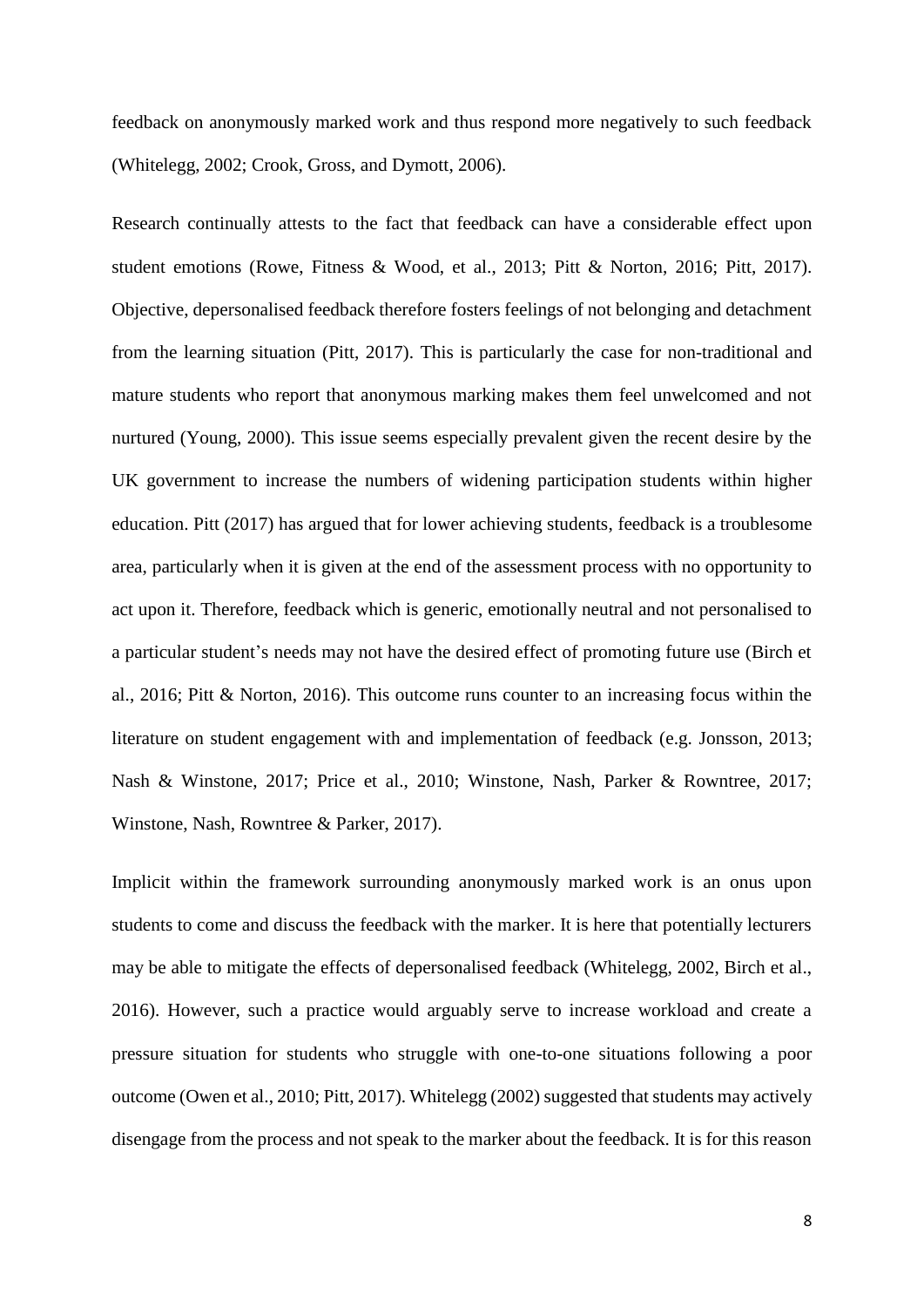feedback on anonymously marked work and thus respond more negatively to such feedback (Whitelegg, 2002; Crook, Gross, and Dymott, 2006).

Research continually attests to the fact that feedback can have a considerable effect upon student emotions (Rowe, Fitness & Wood, et al., 2013; Pitt & Norton, 2016; Pitt, 2017). Objective, depersonalised feedback therefore fosters feelings of not belonging and detachment from the learning situation (Pitt, 2017). This is particularly the case for non-traditional and mature students who report that anonymous marking makes them feel unwelcomed and not nurtured (Young, 2000). This issue seems especially prevalent given the recent desire by the UK government to increase the numbers of widening participation students within higher education. Pitt (2017) has argued that for lower achieving students, feedback is a troublesome area, particularly when it is given at the end of the assessment process with no opportunity to act upon it. Therefore, feedback which is generic, emotionally neutral and not personalised to a particular student's needs may not have the desired effect of promoting future use (Birch et al., 2016; Pitt & Norton, 2016). This outcome runs counter to an increasing focus within the literature on student engagement with and implementation of feedback (e.g. Jonsson, 2013; Nash & Winstone, 2017; Price et al., 2010; Winstone, Nash, Parker & Rowntree, 2017; Winstone, Nash, Rowntree & Parker, 2017).

Implicit within the framework surrounding anonymously marked work is an onus upon students to come and discuss the feedback with the marker. It is here that potentially lecturers may be able to mitigate the effects of depersonalised feedback (Whitelegg, 2002, Birch et al., 2016). However, such a practice would arguably serve to increase workload and create a pressure situation for students who struggle with one-to-one situations following a poor outcome (Owen et al., 2010; Pitt, 2017). Whitelegg (2002) suggested that students may actively disengage from the process and not speak to the marker about the feedback. It is for this reason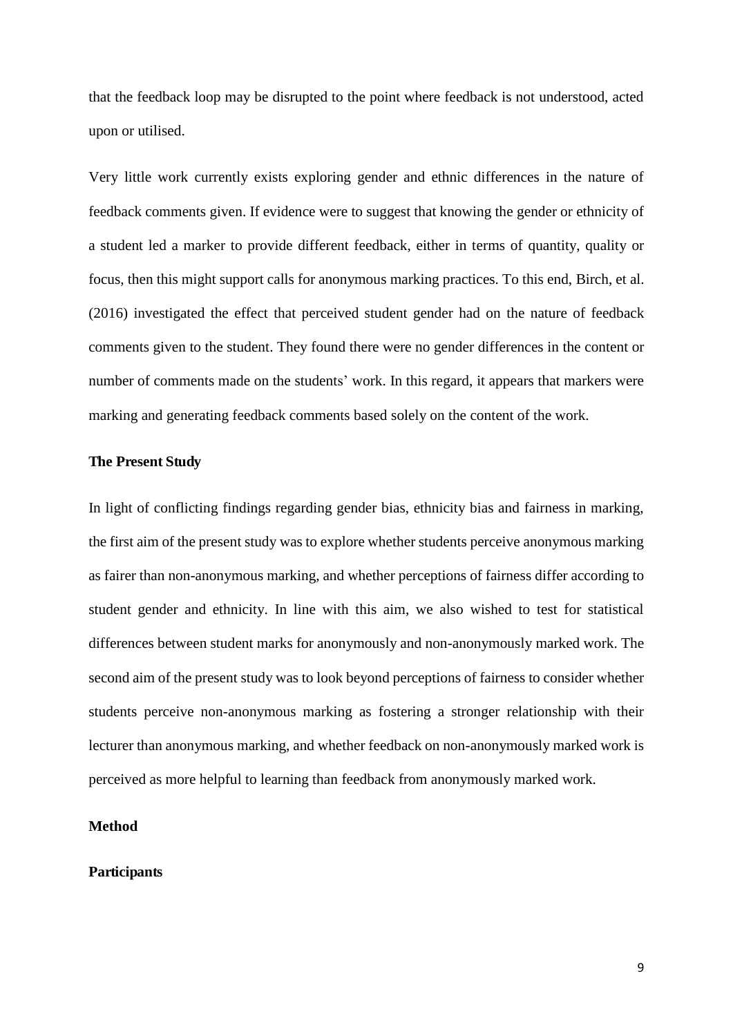that the feedback loop may be disrupted to the point where feedback is not understood, acted upon or utilised.

Very little work currently exists exploring gender and ethnic differences in the nature of feedback comments given. If evidence were to suggest that knowing the gender or ethnicity of a student led a marker to provide different feedback, either in terms of quantity, quality or focus, then this might support calls for anonymous marking practices. To this end, Birch, et al. (2016) investigated the effect that perceived student gender had on the nature of feedback comments given to the student. They found there were no gender differences in the content or number of comments made on the students' work. In this regard, it appears that markers were marking and generating feedback comments based solely on the content of the work.

## The Present Study

In light of conflicting findings regarding gender bias, ethnicity bias and fairness in marking, the first aim of the present study was to explore whether students perceive anonymous marking as fairer than non-anonymous marking, and whether perceptions of fairness differ according to student gender and ethnicity. In line with this aim, we also wished to test for statistical differences between student marks for anonymously and non-anonymously marked work. The second aim of the present study was to look beyond perceptions of fairness to consider whether students perceive non-anonymous marking as fostering a stronger relationship with their lecturer than anonymous marking, and whether feedback on non-anonymously marked work is perceived as more helpful to learning than feedback from anonymously marked work.

## Method

### Participants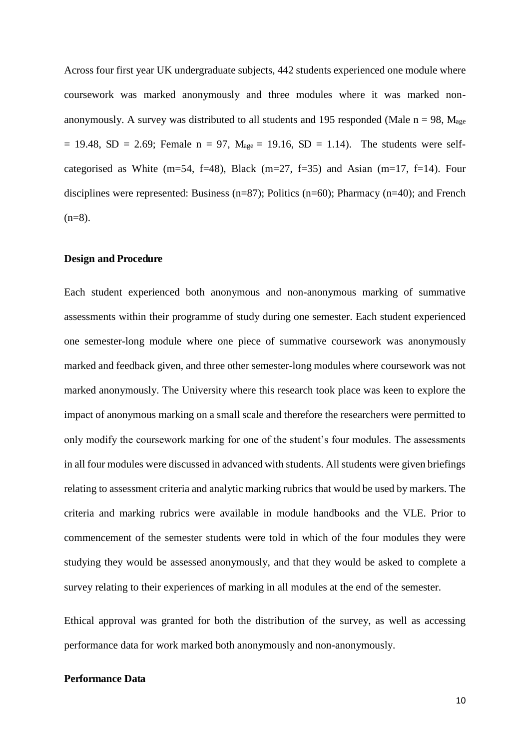Across four first year UK undergraduate subjects, 442 students experienced one module where coursework was marked anonymously and three modules where it was marked non-anonymously. A survey was distributed to all students and 195 responded (Male $n = 98$, $M_{age} = 19.48$, $SD = 2.69$; Female $n = 97$, $M_{age} = 19.16$, $SD = 1.14$). The students were self-categorised as White (m=54, f=48), Black (m=27, f=35) and Asian (m=17, f=14). Four disciplines were represented: Business (n=87); Politics (n=60); Pharmacy (n=40); and French (n=8).

**Design and Procedure**

Each student experienced both anonymous and non-anonymous marking of summative assessments within their programme of study during one semester. Each student experienced one semester-long module where one piece of summative coursework was anonymously marked and feedback given, and three other semester-long modules where coursework was not marked anonymously. The University where this research took place was keen to explore the impact of anonymous marking on a small scale and therefore the researchers were permitted to only modify the coursework marking for one of the student's four modules. The assessments in all four modules were discussed in advanced with students. All students were given briefings relating to assessment criteria and analytic marking rubrics that would be used by markers. The criteria and marking rubrics were available in module handbooks and the VLE. Prior to commencement of the semester students were told in which of the four modules they were studying they would be assessed anonymously, and that they would be asked to complete a survey relating to their experiences of marking in all modules at the end of the semester.

Ethical approval was granted for both the distribution of the survey, as well as accessing performance data for work marked both anonymously and non-anonymously.

**Performance Data**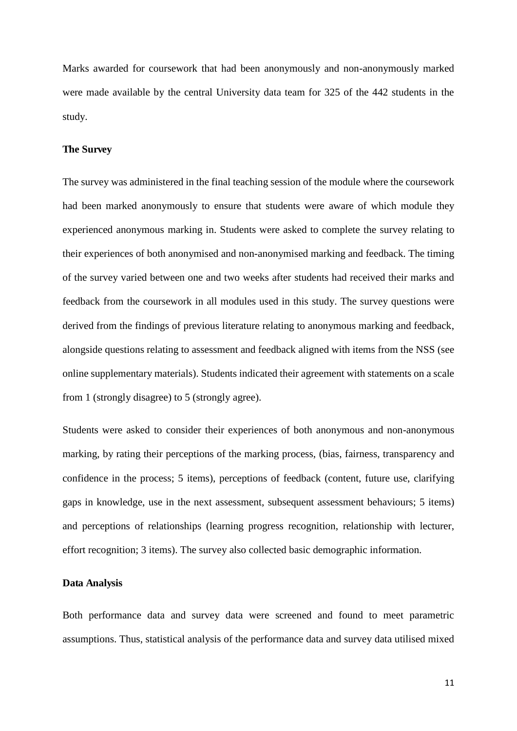Marks awarded for coursework that had been anonymously and non-anonymously marked were made available by the central University data team for 325 of the 442 students in the study.

**The Survey**

The survey was administered in the final teaching session of the module where the coursework had been marked anonymously to ensure that students were aware of which module they experienced anonymous marking in. Students were asked to complete the survey relating to their experiences of both anonymised and non-anonymised marking and feedback. The timing of the survey varied between one and two weeks after students had received their marks and feedback from the coursework in all modules used in this study. The survey questions were derived from the findings of previous literature relating to anonymous marking and feedback, alongside questions relating to assessment and feedback aligned with items from the NSS (see online supplementary materials). Students indicated their agreement with statements on a scale from 1 (strongly disagree) to 5 (strongly agree).

Students were asked to consider their experiences of both anonymous and non-anonymous marking, by rating their perceptions of the marking process, (bias, fairness, transparency and confidence in the process; 5 items), perceptions of feedback (content, future use, clarifying gaps in knowledge, use in the next assessment, subsequent assessment behaviours; 5 items) and perceptions of relationships (learning progress recognition, relationship with lecturer, effort recognition; 3 items). The survey also collected basic demographic information.

**Data Analysis**

Both performance data and survey data were screened and found to meet parametric assumptions. Thus, statistical analysis of the performance data and survey data utilised mixed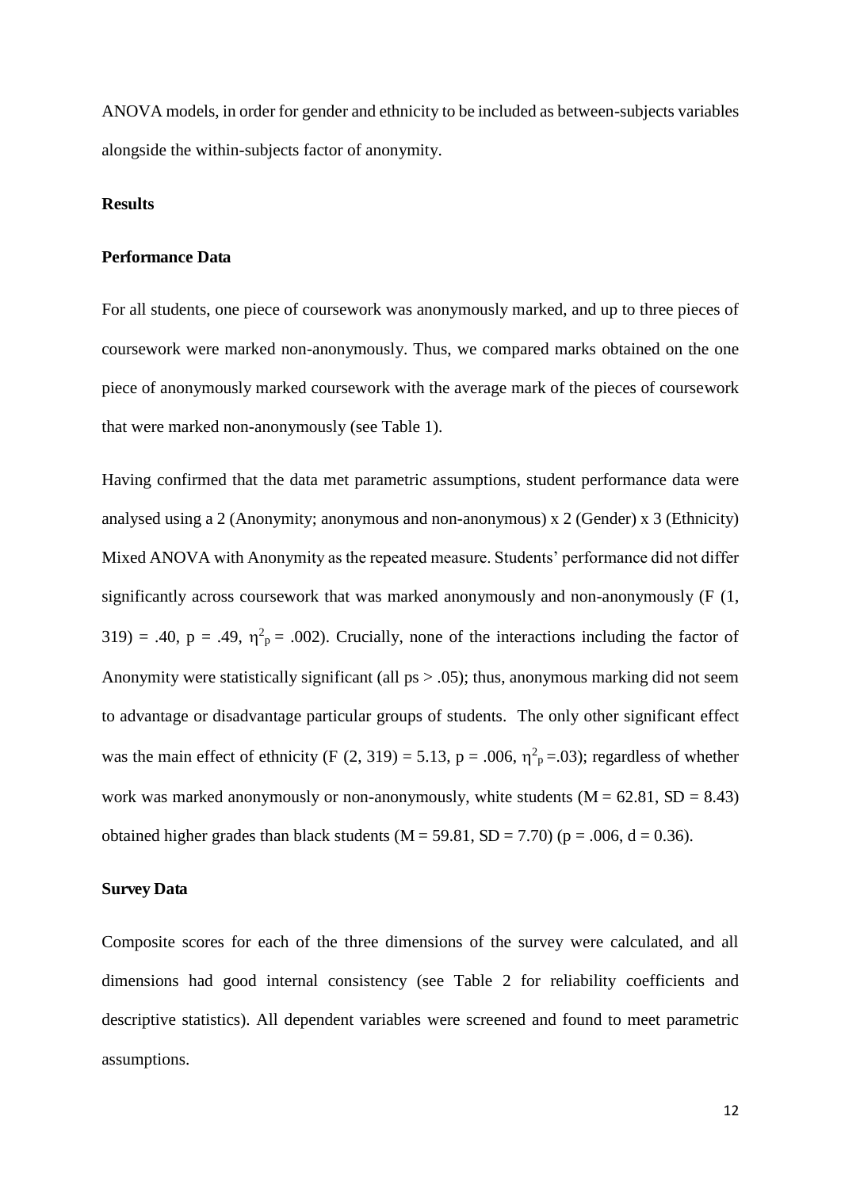ANOVA models, in order for gender and ethnicity to be included as between-subjects variables alongside the within-subjects factor of anonymity.

## Results

### Performance Data

For all students, one piece of coursework was anonymously marked, and up to three pieces of coursework were marked non-anonymously. Thus, we compared marks obtained on the one piece of anonymously marked coursework with the average mark of the pieces of coursework that were marked non-anonymously (see Table 1).

Having confirmed that the data met parametric assumptions, student performance data were analysed using a 2 (Anonymity; anonymous and non-anonymous) x 2 (Gender) x 3 (Ethnicity) Mixed ANOVA with Anonymity as the repeated measure. Students' performance did not differ significantly across coursework that was marked anonymously and non-anonymously ($F(1, 319) = .40$, $p = .49$, $\eta^2_p = .002$). Crucially, none of the interactions including the factor of Anonymity were statistically significant (all $ps > .05$); thus, anonymous marking did not seem to advantage or disadvantage particular groups of students. The only other significant effect was the main effect of ethnicity ($F(2, 319) = 5.13$, $p = .006$, $\eta^2_p = .03$); regardless of whether work was marked anonymously or non-anonymously, white students ($M = 62.81$, $SD = 8.43$) obtained higher grades than black students ($M = 59.81$, $SD = 7.70$) ($p = .006$, $d = 0.36$).

### Survey Data

Composite scores for each of the three dimensions of the survey were calculated, and all dimensions had good internal consistency (see Table 2 for reliability coefficients and descriptive statistics). All dependent variables were screened and found to meet parametric assumptions.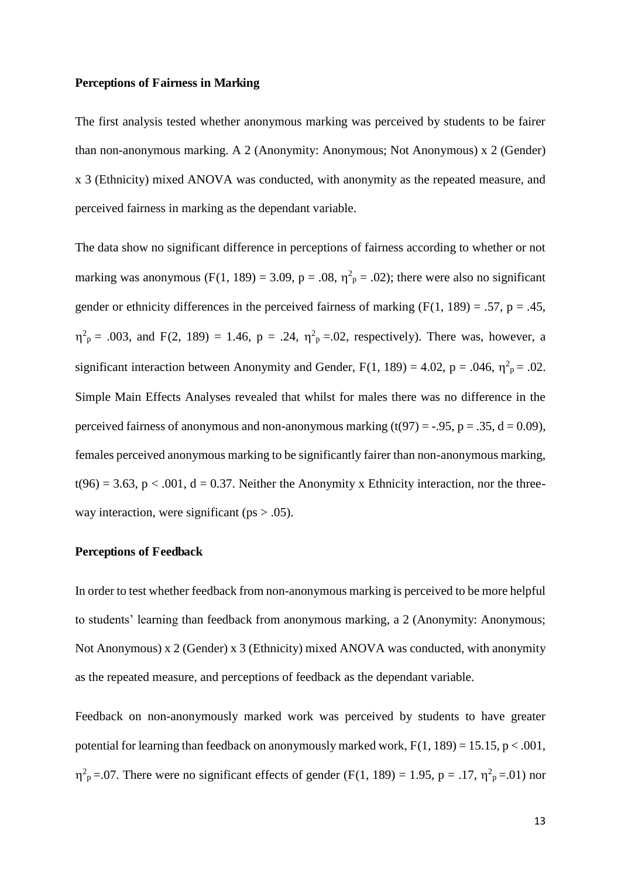**Perceptions of Fairness in Marking**

The first analysis tested whether anonymous marking was perceived by students to be fairer than non-anonymous marking. A 2 (Anonymity: Anonymous; Not Anonymous) x 2 (Gender) x 3 (Ethnicity) mixed ANOVA was conducted, with anonymity as the repeated measure, and perceived fairness in marking as the dependant variable.

The data show no significant difference in perceptions of fairness according to whether or not marking was anonymous ($F(1, 189) = 3.09$, $p = .08$, $\eta^2_p = .02$); there were also no significant gender or ethnicity differences in the perceived fairness of marking ($F(1, 189) = .57$, $p = .45$, $\eta^2_p = .003$, and $F(2, 189) = 1.46$, $p = .24$, $\eta^2_p = .02$, respectively). There was, however, a significant interaction between Anonymity and Gender, $F(1, 189) = 4.02$, $p = .046$, $\eta^2_p = .02$. Simple Main Effects Analyses revealed that whilst for males there was no difference in the perceived fairness of anonymous and non-anonymous marking ($t(97) = -.95$, $p = .35$, $d = 0.09$), females perceived anonymous marking to be significantly fairer than non-anonymous marking, $t(96) = 3.63$, $p < .001$, $d = 0.37$. Neither the Anonymity x Ethnicity interaction, nor the three-way interaction, were significant ($ps > .05$).

**Perceptions of Feedback**

In order to test whether feedback from non-anonymous marking is perceived to be more helpful to students' learning than feedback from anonymous marking, a 2 (Anonymity: Anonymous; Not Anonymous) x 2 (Gender) x 3 (Ethnicity) mixed ANOVA was conducted, with anonymity as the repeated measure, and perceptions of feedback as the dependant variable.

Feedback on non-anonymously marked work was perceived by students to have greater potential for learning than feedback on anonymously marked work, $F(1, 189) = 15.15$, $p < .001$, $\eta^2_p = .07$. There were no significant effects of gender ($F(1, 189) = 1.95$, $p = .17$, $\eta^2_p = .01$) nor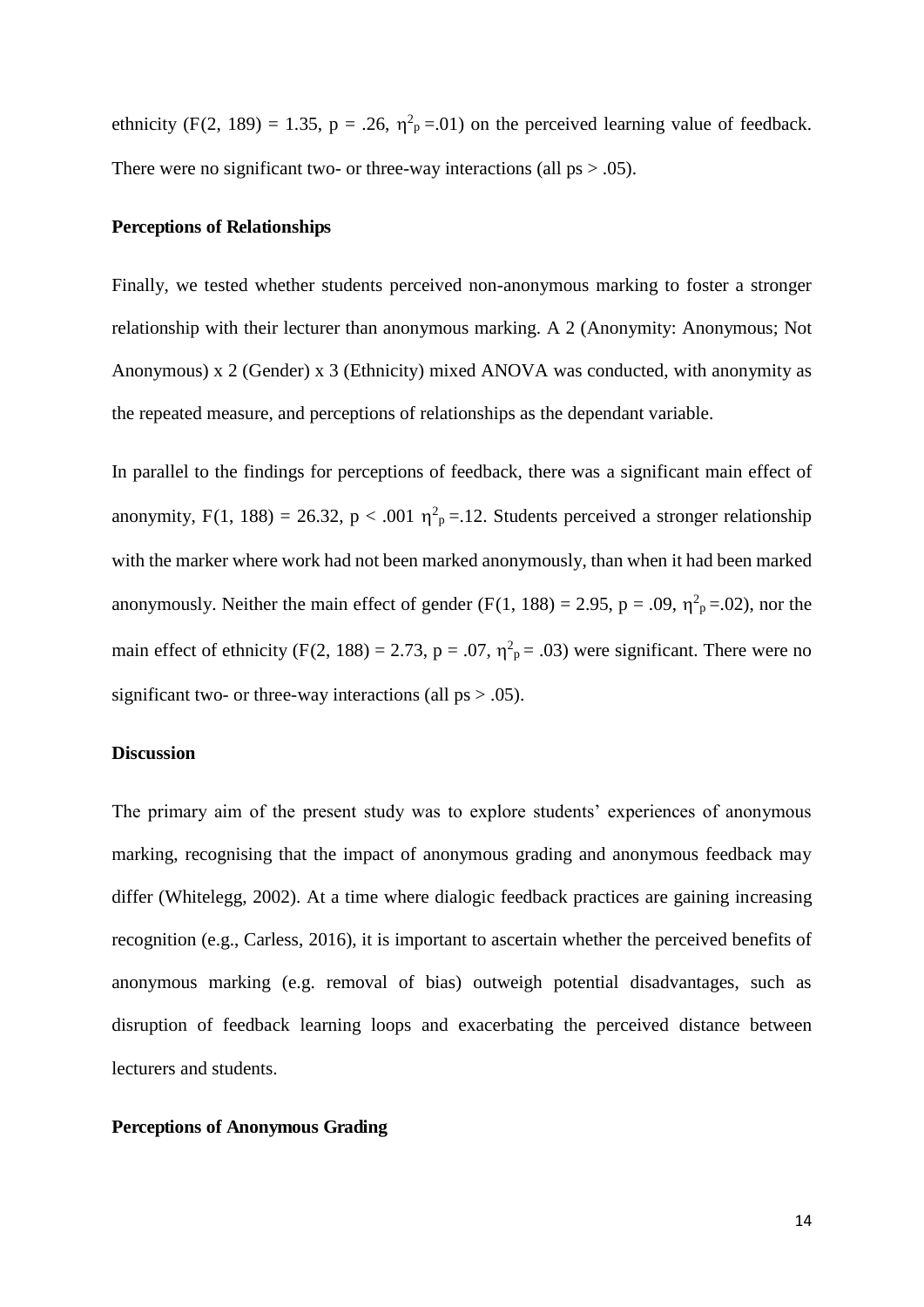ethnicity ($F(2, 189) = 1.35$, $p = .26$, $\eta^2_p = .01$) on the perceived learning value of feedback. There were no significant two- or three-way interactions (all ps > .05).

### Perceptions of Relationships

Finally, we tested whether students perceived non-anonymous marking to foster a stronger relationship with their lecturer than anonymous marking. A 2 (Anonymity: Anonymous; Not Anonymous) x 2 (Gender) x 3 (Ethnicity) mixed ANOVA was conducted, with anonymity as the repeated measure, and perceptions of relationships as the dependant variable.

In parallel to the findings for perceptions of feedback, there was a significant main effect of anonymity, $F(1, 188) = 26.32$, $p < .001$ $\eta^2_p = .12$. Students perceived a stronger relationship with the marker where work had not been marked anonymously, than when it had been marked anonymously. Neither the main effect of gender ($F(1, 188) = 2.95$, $p = .09$, $\eta^2_p = .02$), nor the main effect of ethnicity ($F(2, 188) = 2.73$, $p = .07$, $\eta^2_p = .03$) were significant. There were no significant two- or three-way interactions (all ps > .05).

## Discussion

The primary aim of the present study was to explore students' experiences of anonymous marking, recognising that the impact of anonymous grading and anonymous feedback may differ (Whitelegg, 2002). At a time where dialogic feedback practices are gaining increasing recognition (e.g., Carless, 2016), it is important to ascertain whether the perceived benefits of anonymous marking (e.g. removal of bias) outweigh potential disadvantages, such as disruption of feedback learning loops and exacerbating the perceived distance between lecturers and students.

### Perceptions of Anonymous Grading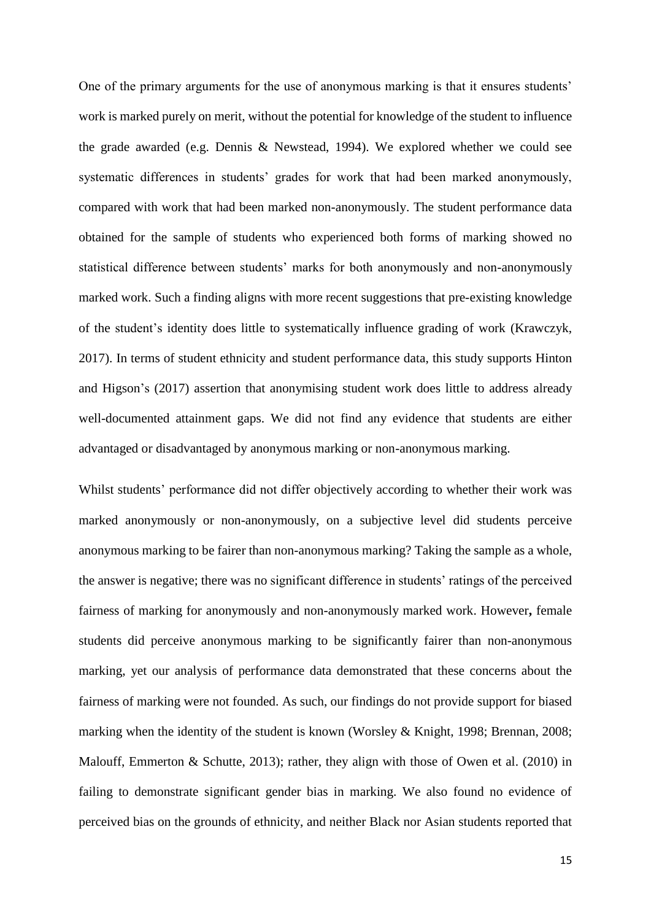One of the primary arguments for the use of anonymous marking is that it ensures students' work is marked purely on merit, without the potential for knowledge of the student to influence the grade awarded (e.g. Dennis & Newstead, 1994). We explored whether we could see systematic differences in students' grades for work that had been marked anonymously, compared with work that had been marked non-anonymously. The student performance data obtained for the sample of students who experienced both forms of marking showed no statistical difference between students' marks for both anonymously and non-anonymously marked work. Such a finding aligns with more recent suggestions that pre-existing knowledge of the student's identity does little to systematically influence grading of work (Krawczyk, 2017). In terms of student ethnicity and student performance data, this study supports Hinton and Higson's (2017) assertion that anonymising student work does little to address already well-documented attainment gaps. We did not find any evidence that students are either advantaged or disadvantaged by anonymous marking or non-anonymous marking.

Whilst students' performance did not differ objectively according to whether their work was marked anonymously or non-anonymously, on a subjective level did students perceive anonymous marking to be fairer than non-anonymous marking? Taking the sample as a whole, the answer is negative; there was no significant difference in students' ratings of the perceived fairness of marking for anonymously and non-anonymously marked work. However**,** female students did perceive anonymous marking to be significantly fairer than non-anonymous marking, yet our analysis of performance data demonstrated that these concerns about the fairness of marking were not founded. As such, our findings do not provide support for biased marking when the identity of the student is known (Worsley & Knight, 1998; Brennan, 2008; Malouff, Emmerton & Schutte, 2013); rather, they align with those of Owen et al. (2010) in failing to demonstrate significant gender bias in marking. We also found no evidence of perceived bias on the grounds of ethnicity, and neither Black nor Asian students reported that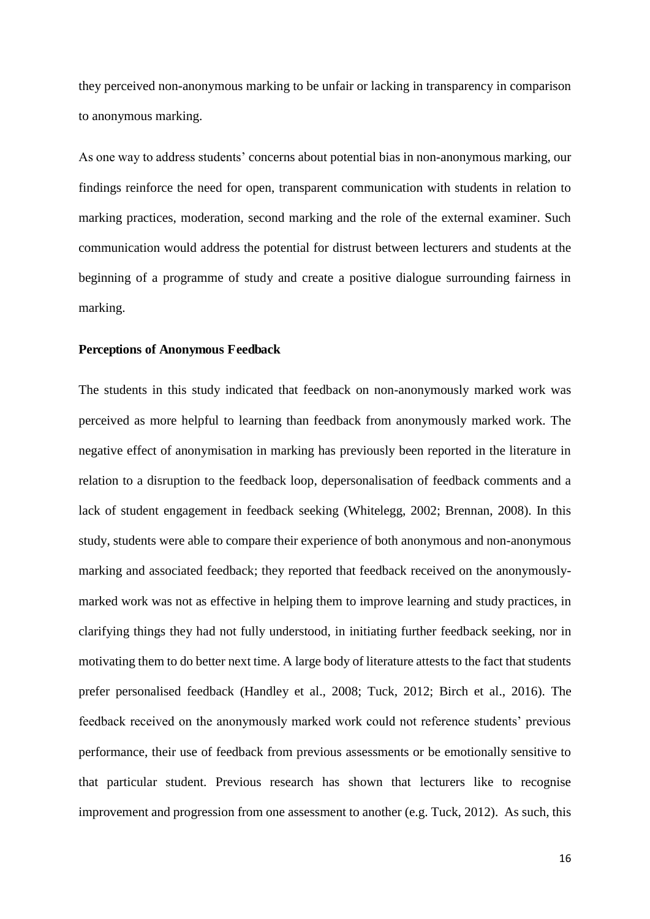they perceived non-anonymous marking to be unfair or lacking in transparency in comparison to anonymous marking.

As one way to address students' concerns about potential bias in non-anonymous marking, our findings reinforce the need for open, transparent communication with students in relation to marking practices, moderation, second marking and the role of the external examiner. Such communication would address the potential for distrust between lecturers and students at the beginning of a programme of study and create a positive dialogue surrounding fairness in marking.

**Perceptions of Anonymous Feedback**

The students in this study indicated that feedback on non-anonymously marked work was perceived as more helpful to learning than feedback from anonymously marked work. The negative effect of anonymisation in marking has previously been reported in the literature in relation to a disruption to the feedback loop, depersonalisation of feedback comments and a lack of student engagement in feedback seeking (Whitelegg, 2002; Brennan, 2008). In this study, students were able to compare their experience of both anonymous and non-anonymous marking and associated feedback; they reported that feedback received on the anonymously-marked work was not as effective in helping them to improve learning and study practices, in clarifying things they had not fully understood, in initiating further feedback seeking, nor in motivating them to do better next time. A large body of literature attests to the fact that students prefer personalised feedback (Handley et al., 2008; Tuck, 2012; Birch et al., 2016). The feedback received on the anonymously marked work could not reference students' previous performance, their use of feedback from previous assessments or be emotionally sensitive to that particular student. Previous research has shown that lecturers like to recognise improvement and progression from one assessment to another (e.g. Tuck, 2012). As such, this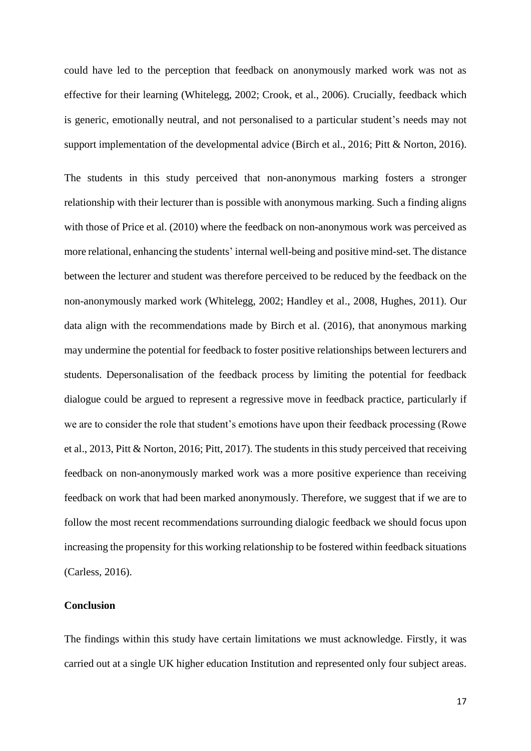could have led to the perception that feedback on anonymously marked work was not as effective for their learning (Whitelegg, 2002; Crook, et al., 2006). Crucially, feedback which is generic, emotionally neutral, and not personalised to a particular student's needs may not support implementation of the developmental advice (Birch et al., 2016; Pitt & Norton, 2016).

The students in this study perceived that non-anonymous marking fosters a stronger relationship with their lecturer than is possible with anonymous marking. Such a finding aligns with those of Price et al. (2010) where the feedback on non-anonymous work was perceived as more relational, enhancing the students' internal well-being and positive mind-set. The distance between the lecturer and student was therefore perceived to be reduced by the feedback on the non-anonymously marked work (Whitelegg, 2002; Handley et al., 2008, Hughes, 2011). Our data align with the recommendations made by Birch et al. (2016), that anonymous marking may undermine the potential for feedback to foster positive relationships between lecturers and students. Depersonalisation of the feedback process by limiting the potential for feedback dialogue could be argued to represent a regressive move in feedback practice, particularly if we are to consider the role that student's emotions have upon their feedback processing (Rowe et al., 2013, Pitt & Norton, 2016; Pitt, 2017). The students in this study perceived that receiving feedback on non-anonymously marked work was a more positive experience than receiving feedback on work that had been marked anonymously. Therefore, we suggest that if we are to follow the most recent recommendations surrounding dialogic feedback we should focus upon increasing the propensity for this working relationship to be fostered within feedback situations (Carless, 2016).

## Conclusion

The findings within this study have certain limitations we must acknowledge. Firstly, it was carried out at a single UK higher education Institution and represented only four subject areas.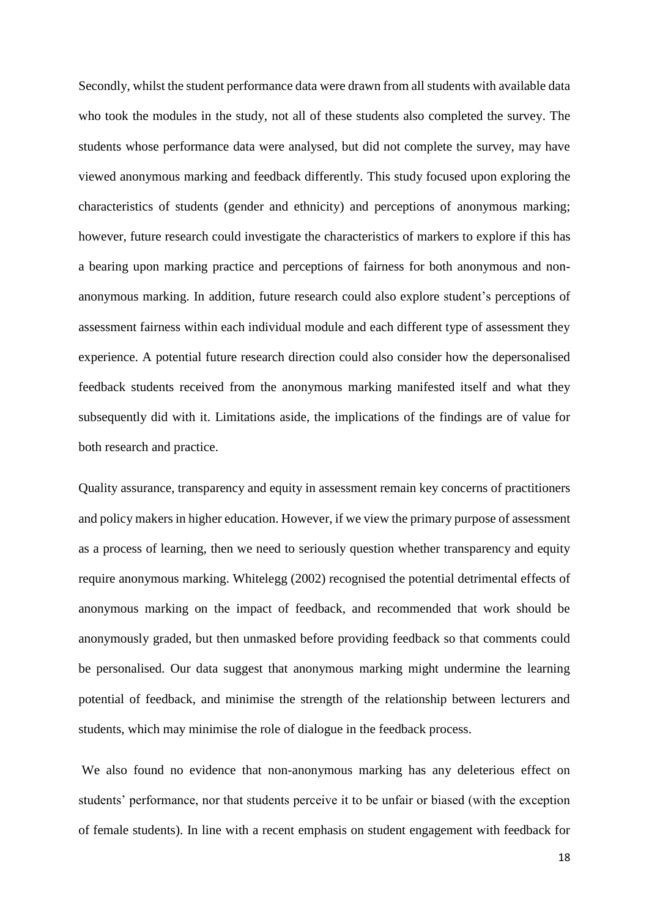Secondly, whilst the student performance data were drawn from all students with available data who took the modules in the study, not all of these students also completed the survey. The students whose performance data were analysed, but did not complete the survey, may have viewed anonymous marking and feedback differently. This study focused upon exploring the characteristics of students (gender and ethnicity) and perceptions of anonymous marking; however, future research could investigate the characteristics of markers to explore if this has a bearing upon marking practice and perceptions of fairness for both anonymous and non-anonymous marking. In addition, future research could also explore student's perceptions of assessment fairness within each individual module and each different type of assessment they experience. A potential future research direction could also consider how the depersonalised feedback students received from the anonymous marking manifested itself and what they subsequently did with it. Limitations aside, the implications of the findings are of value for both research and practice.

Quality assurance, transparency and equity in assessment remain key concerns of practitioners and policy makers in higher education. However, if we view the primary purpose of assessment as a process of learning, then we need to seriously question whether transparency and equity require anonymous marking. Whitelegg (2002) recognised the potential detrimental effects of anonymous marking on the impact of feedback, and recommended that work should be anonymously graded, but then unmasked before providing feedback so that comments could be personalised. Our data suggest that anonymous marking might undermine the learning potential of feedback, and minimise the strength of the relationship between lecturers and students, which may minimise the role of dialogue in the feedback process.

We also found no evidence that non-anonymous marking has any deleterious effect on students' performance, nor that students perceive it to be unfair or biased (with the exception of female students). In line with a recent emphasis on student engagement with feedback for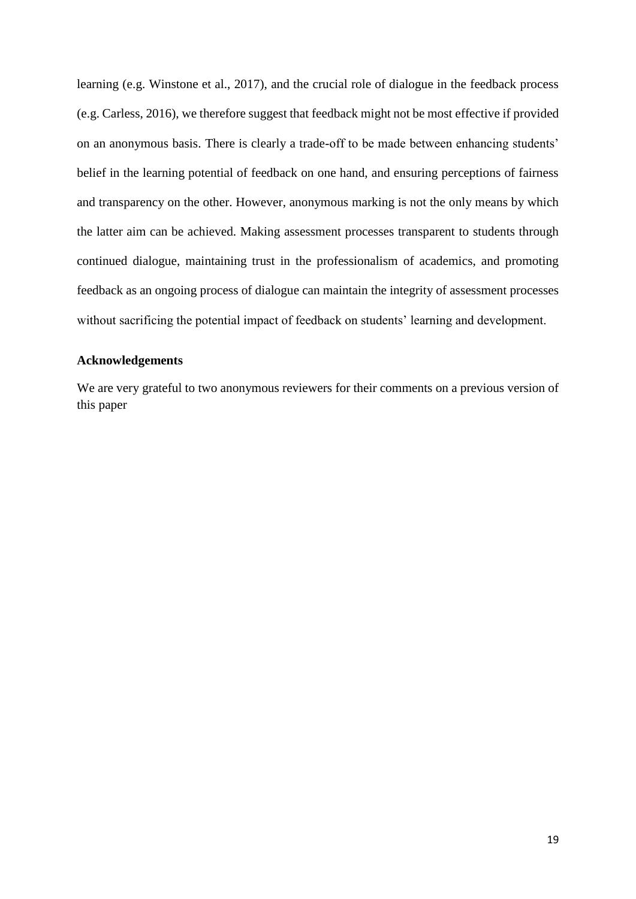learning (e.g. Winstone et al., 2017), and the crucial role of dialogue in the feedback process (e.g. Carless, 2016), we therefore suggest that feedback might not be most effective if provided on an anonymous basis. There is clearly a trade-off to be made between enhancing students' belief in the learning potential of feedback on one hand, and ensuring perceptions of fairness and transparency on the other. However, anonymous marking is not the only means by which the latter aim can be achieved. Making assessment processes transparent to students through continued dialogue, maintaining trust in the professionalism of academics, and promoting feedback as an ongoing process of dialogue can maintain the integrity of assessment processes without sacrificing the potential impact of feedback on students' learning and development.

## Acknowledgements

We are very grateful to two anonymous reviewers for their comments on a previous version of this paper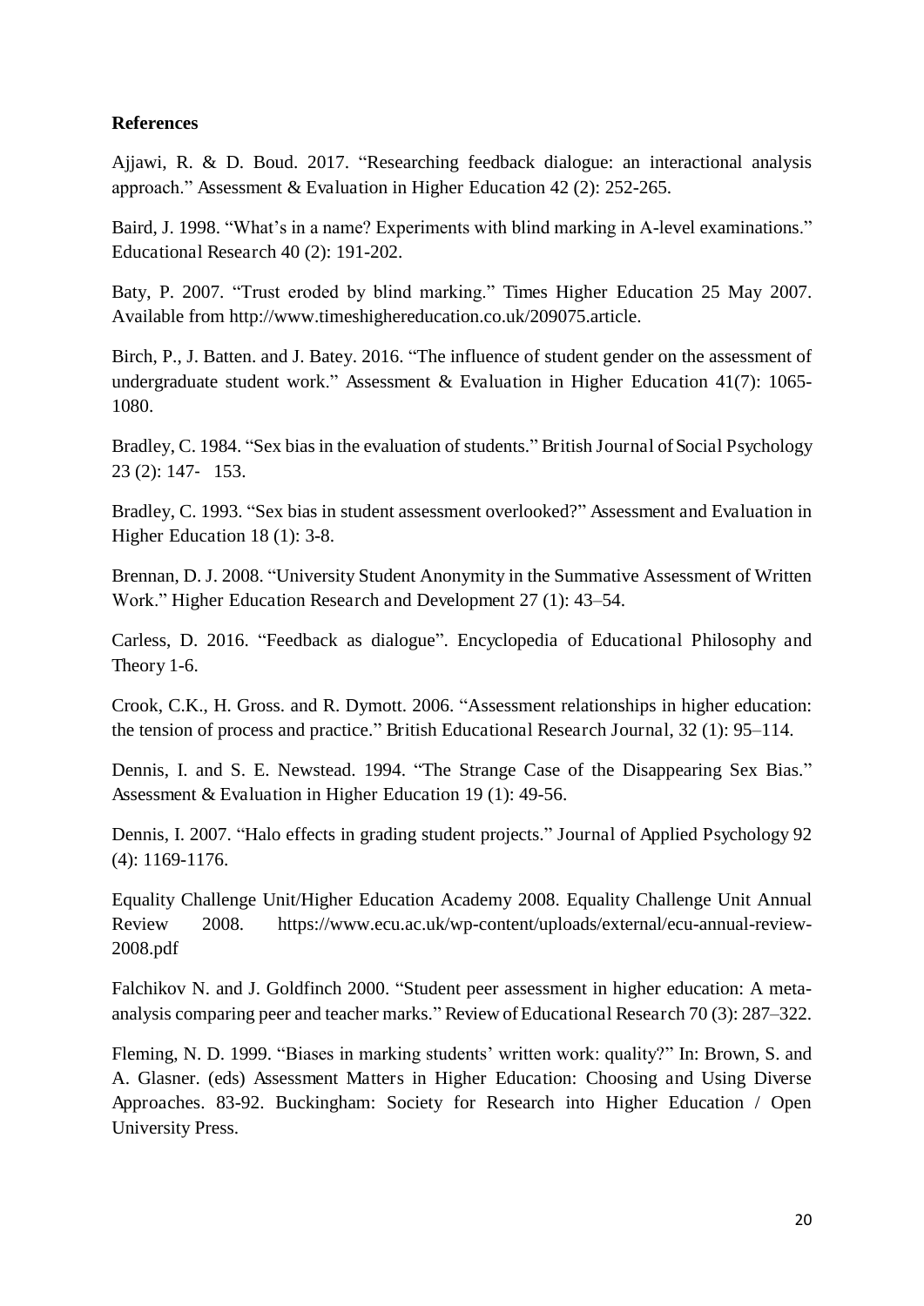**References**

Ajjawi, R. & D. Boud. 2017. “Researching feedback dialogue: an interactional analysis approach.” Assessment & Evaluation in Higher Education 42 (2): 252-265.

Baird, J. 1998. “What’s in a name? Experiments with blind marking in A-level examinations.” Educational Research 40 (2): 191-202.

Baty, P. 2007. “Trust eroded by blind marking.” Times Higher Education 25 May 2007. Available from http://www.timeshighereducation.co.uk/209075.article.

Birch, P., J. Batten. and J. Batey. 2016. “The influence of student gender on the assessment of undergraduate student work.” Assessment & Evaluation in Higher Education 41(7): 1065-1080.

Bradley, C. 1984. “Sex bias in the evaluation of students.” British Journal of Social Psychology 23 (2): 147- 153.

Bradley, C. 1993. “Sex bias in student assessment overlooked?” Assessment and Evaluation in Higher Education 18 (1): 3-8.

Brennan, D. J. 2008. “University Student Anonymity in the Summative Assessment of Written Work.” Higher Education Research and Development 27 (1): 43–54.

Carless, D. 2016. “Feedback as dialogue”. Encyclopedia of Educational Philosophy and Theory 1-6.

Crook, C.K., H. Gross. and R. Dymott. 2006. “Assessment relationships in higher education: the tension of process and practice.” British Educational Research Journal, 32 (1): 95–114.

Dennis, I. and S. E. Newstead. 1994. “The Strange Case of the Disappearing Sex Bias.” Assessment & Evaluation in Higher Education 19 (1): 49-56.

Dennis, I. 2007. “Halo effects in grading student projects.” Journal of Applied Psychology 92 (4): 1169-1176.

Equality Challenge Unit/Higher Education Academy 2008. Equality Challenge Unit Annual Review 2008. https://www.ecu.ac.uk/wp-content/uploads/external/ecu-annual-review-2008.pdf

Falchikov N. and J. Goldfinch 2000. “Student peer assessment in higher education: A meta-analysis comparing peer and teacher marks.” Review of Educational Research 70 (3): 287–322.

Fleming, N. D. 1999. “Biases in marking students’ written work: quality?” In: Brown, S. and A. Glasner. (eds) Assessment Matters in Higher Education: Choosing and Using Diverse Approaches. 83-92. Buckingham: Society for Research into Higher Education / Open University Press.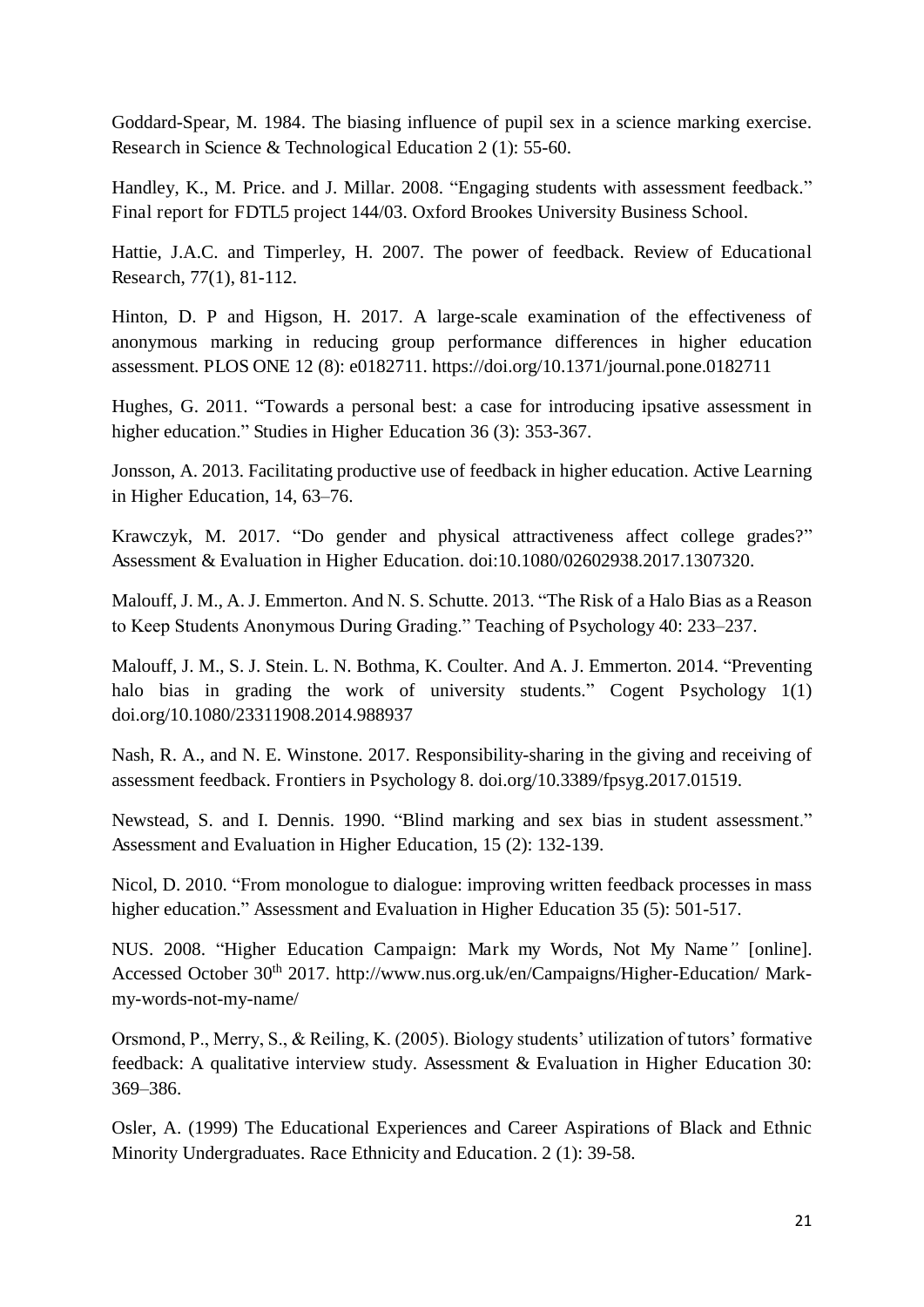Goddard-Spear, M. 1984. The biasing influence of pupil sex in a science marking exercise. Research in Science & Technological Education 2 (1): 55-60.

Handley, K., M. Price. and J. Millar. 2008. "Engaging students with assessment feedback." Final report for FDTL5 project 144/03. Oxford Brookes University Business School.

Hattie, J.A.C. and Timperley, H. 2007. The power of feedback. Review of Educational Research, 77(1), 81-112.

Hinton, D. P and Higson, H. 2017. A large-scale examination of the effectiveness of anonymous marking in reducing group performance differences in higher education assessment. PLOS ONE 12 (8): e0182711. https://doi.org/10.1371/journal.pone.0182711

Hughes, G. 2011. "Towards a personal best: a case for introducing ipsative assessment in higher education." Studies in Higher Education 36 (3): 353-367.

Jonsson, A. 2013. Facilitating productive use of feedback in higher education. Active Learning in Higher Education, 14, 63–76.

Krawczyk, M. 2017. "Do gender and physical attractiveness affect college grades?" Assessment & Evaluation in Higher Education. doi:10.1080/02602938.2017.1307320.

Malouff, J. M., A. J. Emmerton. And N. S. Schutte. 2013. "The Risk of a Halo Bias as a Reason to Keep Students Anonymous During Grading." Teaching of Psychology 40: 233–237.

Malouff, J. M., S. J. Stein. L. N. Bothma, K. Coulter. And A. J. Emmerton. 2014. "Preventing halo bias in grading the work of university students." Cogent Psychology 1(1) doi.org/10.1080/23311908.2014.988937

Nash, R. A., and N. E. Winstone. 2017. Responsibility-sharing in the giving and receiving of assessment feedback. Frontiers in Psychology 8. doi.org/10.3389/fpsyg.2017.01519.

Newstead, S. and I. Dennis. 1990. "Blind marking and sex bias in student assessment." Assessment and Evaluation in Higher Education, 15 (2): 132-139.

Nicol, D. 2010. "From monologue to dialogue: improving written feedback processes in mass higher education." Assessment and Evaluation in Higher Education 35 (5): 501-517.

NUS. 2008. "Higher Education Campaign: Mark my Words, Not My Name" [online]. Accessed October 30th 2017. http://www.nus.org.uk/en/Campaigns/Higher-Education/ Mark-my-words-not-my-name/

Orsmond, P., Merry, S., & Reiling, K. (2005). Biology students' utilization of tutors' formative feedback: A qualitative interview study. Assessment & Evaluation in Higher Education 30: 369–386.

Osler, A. (1999) The Educational Experiences and Career Aspirations of Black and Ethnic Minority Undergraduates. Race Ethnicity and Education. 2 (1): 39-58.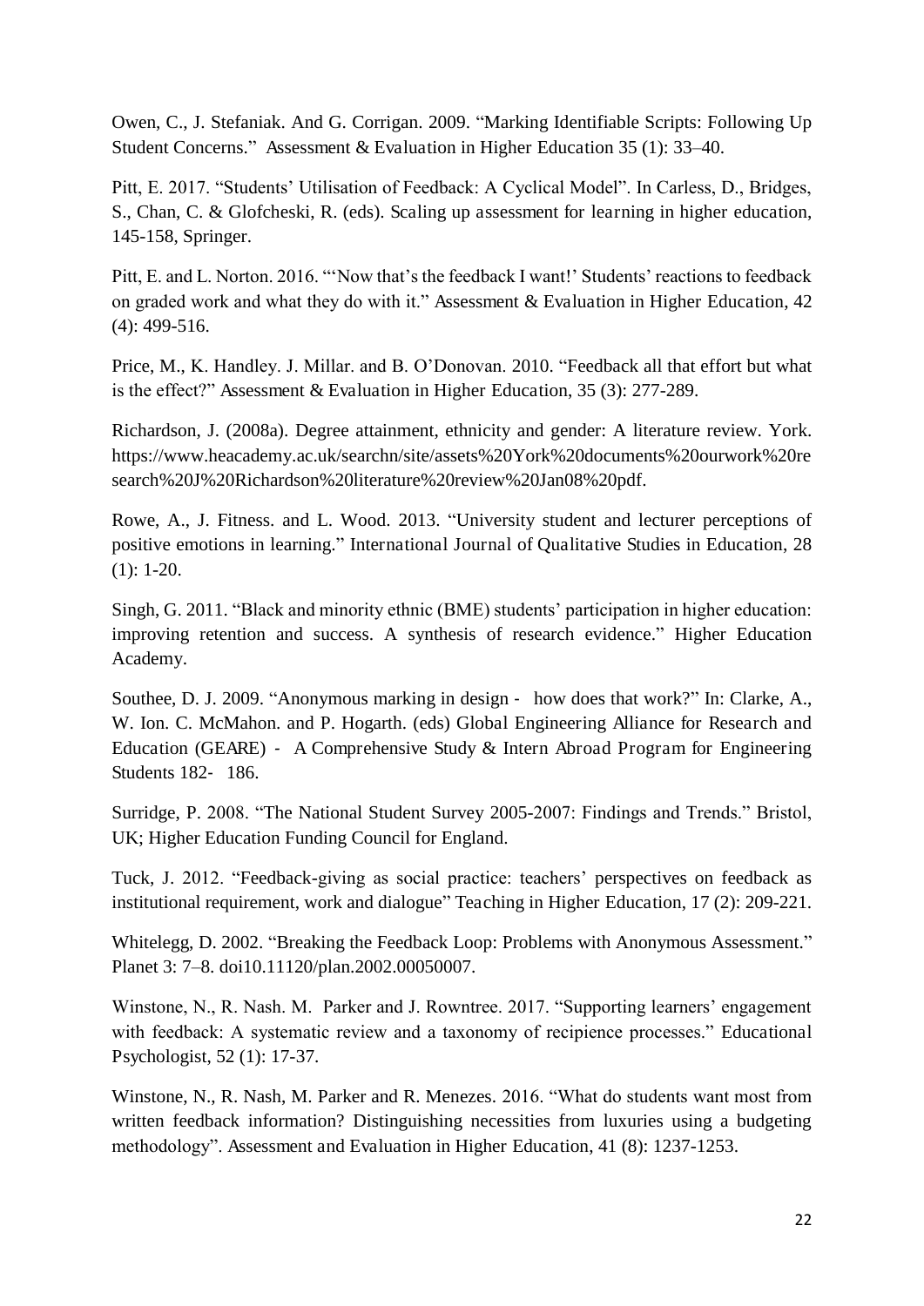Owen, C., J. Stefaniak. And G. Corrigan. 2009. "Marking Identifiable Scripts: Following Up Student Concerns." Assessment & Evaluation in Higher Education 35 (1): 33–40.

Pitt, E. 2017. "Students' Utilisation of Feedback: A Cyclical Model". In Carless, D., Bridges, S., Chan, C. & Glofcheski, R. (eds). Scaling up assessment for learning in higher education, 145-158, Springer.

Pitt, E. and L. Norton. 2016. "'Now that's the feedback I want!' Students' reactions to feedback on graded work and what they do with it." Assessment & Evaluation in Higher Education, 42 (4): 499-516.

Price, M., K. Handley. J. Millar. and B. O'Donovan. 2010. "Feedback all that effort but what is the effect?" Assessment & Evaluation in Higher Education, 35 (3): 277-289.

Richardson, J. (2008a). Degree attainment, ethnicity and gender: A literature review. York. https://www.heacademy.ac.uk/searchn/site/assets%20York%20documents%20ourwork%20research%20J%20Richardson%20literature%20review%20Jan08%20pdf.

Rowe, A., J. Fitness. and L. Wood. 2013. "University student and lecturer perceptions of positive emotions in learning." International Journal of Qualitative Studies in Education, 28 (1): 1-20.

Singh, G. 2011. "Black and minority ethnic (BME) students' participation in higher education: improving retention and success. A synthesis of research evidence." Higher Education Academy.

Southee, D. J. 2009. "Anonymous marking in design - how does that work?" In: Clarke, A., W. Ion. C. McMahon. and P. Hogarth. (eds) Global Engineering Alliance for Research and Education (GEARE) - A Comprehensive Study & Intern Abroad Program for Engineering Students 182- 186.

Surridge, P. 2008. "The National Student Survey 2005-2007: Findings and Trends." Bristol, UK; Higher Education Funding Council for England.

Tuck, J. 2012. "Feedback-giving as social practice: teachers' perspectives on feedback as institutional requirement, work and dialogue" Teaching in Higher Education, 17 (2): 209-221.

Whitelegg, D. 2002. "Breaking the Feedback Loop: Problems with Anonymous Assessment." Planet 3: 7–8. doi10.11120/plan.2002.00050007.

Winstone, N., R. Nash. M. Parker and J. Rowntree. 2017. "Supporting learners' engagement with feedback: A systematic review and a taxonomy of recipience processes." Educational Psychologist, 52 (1): 17-37.

Winstone, N., R. Nash, M. Parker and R. Menezes. 2016. "What do students want most from written feedback information? Distinguishing necessities from luxuries using a budgeting methodology". Assessment and Evaluation in Higher Education, 41 (8): 1237-1253.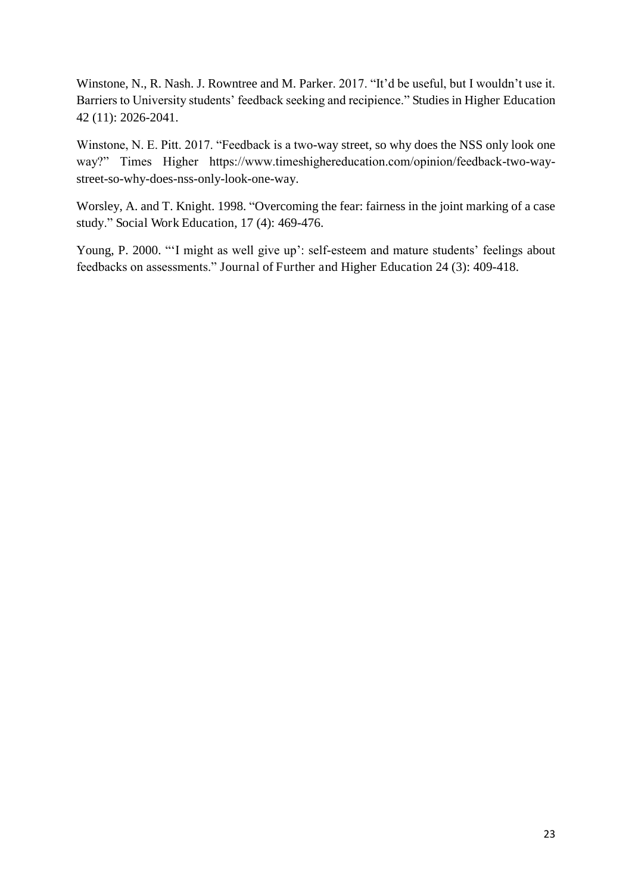Winstone, N., R. Nash. J. Rowntree and M. Parker. 2017. "It'd be useful, but I wouldn't use it. Barriers to University students' feedback seeking and recipience." Studies in Higher Education 42 (11): 2026-2041.

Winstone, N. E. Pitt. 2017. "Feedback is a two-way street, so why does the NSS only look one way?" Times Higher https://www.timeshighereducation.com/opinion/feedback-two-way-street-so-why-does-nss-only-look-one-way.

Worsley, A. and T. Knight. 1998. "Overcoming the fear: fairness in the joint marking of a case study." Social Work Education, 17 (4): 469-476.

Young, P. 2000. "'I might as well give up': self-esteem and mature students' feelings about feedbacks on assessments." Journal of Further and Higher Education 24 (3): 409-418.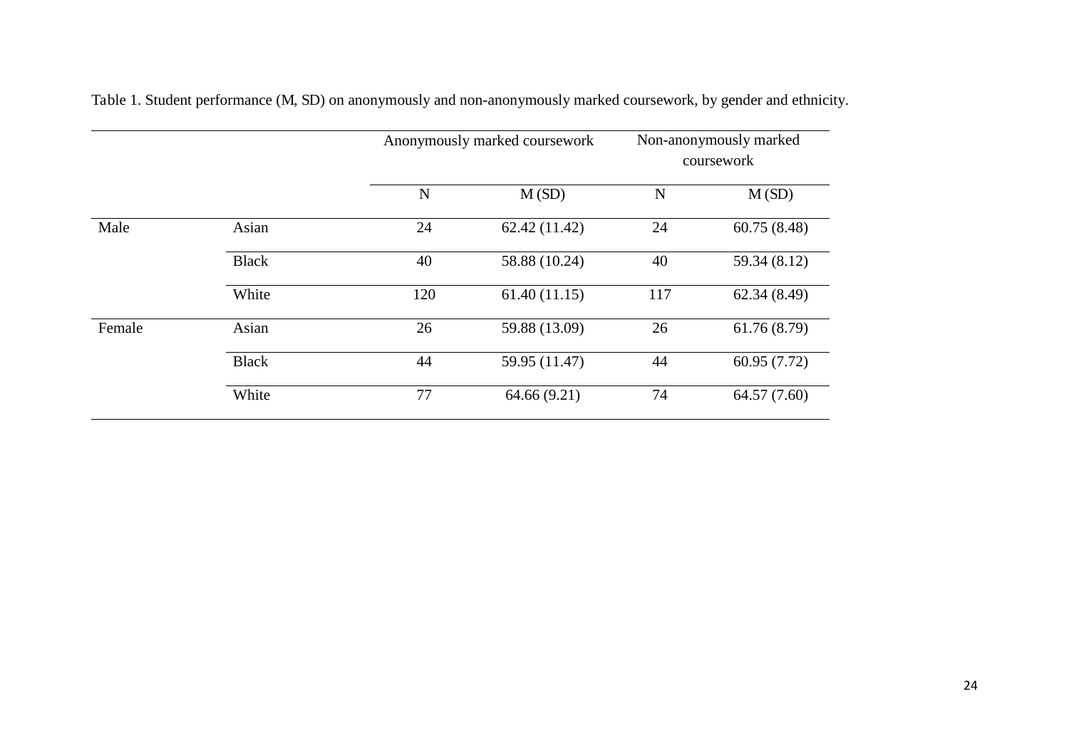Table 1. Student performance (M, SD) on anonymously and non-anonymously marked coursework, by gender and ethnicity.

| | | Anonymously marked coursework | | Non-anonymously marked coursework | |
|---|---|---|---|---|---|
| | | N | M (SD) | N | M (SD) |
| Male | Asian | 24 | 62.42 (11.42) | 24 | 60.75 (8.48) |
| | Black | 40 | 58.88 (10.24) | 40 | 59.34 (8.12) |
| | White | 120 | 61.40 (11.15) | 117 | 62.34 (8.49) |
| Female | Asian | 26 | 59.88 (13.09) | 26 | 61.76 (8.79) |
| | Black | 44 | 59.95 (11.47) | 44 | 60.95 (7.72) |
| | White | 77 | 64.66 (9.21) | 74 | 64.57 (7.60) |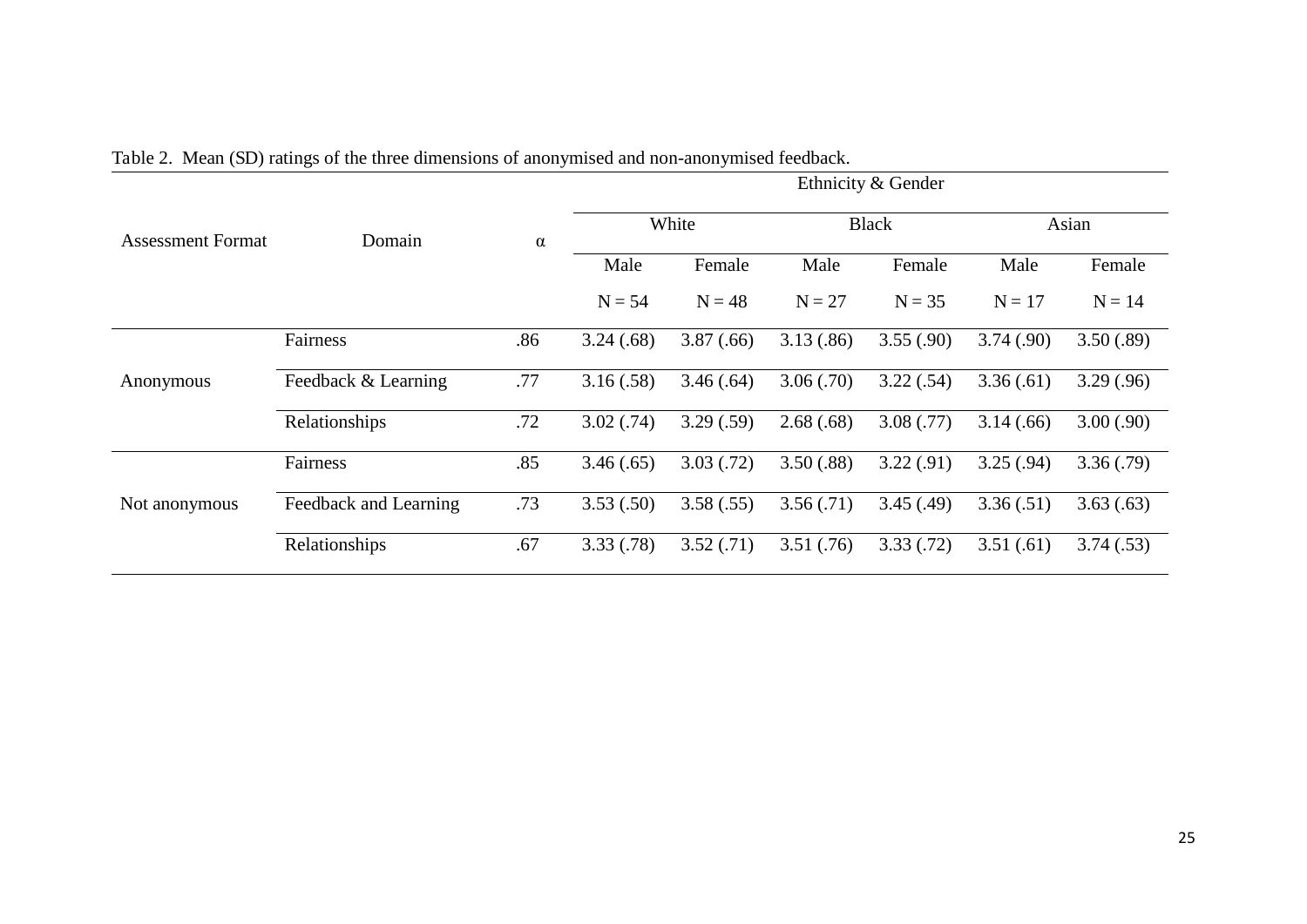Table 2. Mean (SD) ratings of the three dimensions of anonymised and non-anonymised feedback.

| Assessment Format | Domain | α | Ethnicity & Gender | | | | | |
|---|---|---|---|---|---|---|---|---|
| | | | White | | Black | | Asian | |
| | | | Male | Female | Male | Female | Male | Female |
| | | | N = 54 | N = 48 | N = 27 | N = 35 | N = 17 | N = 14 |
| Anonymous | Fairness | .86 | 3.24 (.68) | 3.87 (.66) | 3.13 (.86) | 3.55 (.90) | 3.74 (.90) | 3.50 (.89) |
| | Feedback & Learning | .77 | 3.16 (.58) | 3.46 (.64) | 3.06 (.70) | 3.22 (.54) | 3.36 (.61) | 3.29 (.96) |
| | Relationships | .72 | 3.02 (.74) | 3.29 (.59) | 2.68 (.68) | 3.08 (.77) | 3.14 (.66) | 3.00 (.90) |
| Not anonymous | Fairness | .85 | 3.46 (.65) | 3.03 (.72) | 3.50 (.88) | 3.22 (.91) | 3.25 (.94) | 3.36 (.79) |
| | Feedback and Learning | .73 | 3.53 (.50) | 3.58 (.55) | 3.56 (.71) | 3.45 (.49) | 3.36 (.51) | 3.63 (.63) |
| | Relationships | .67 | 3.33 (.78) | 3.52 (.71) | 3.51 (.76) | 3.33 (.72) | 3.51 (.61) | 3.74 (.53) |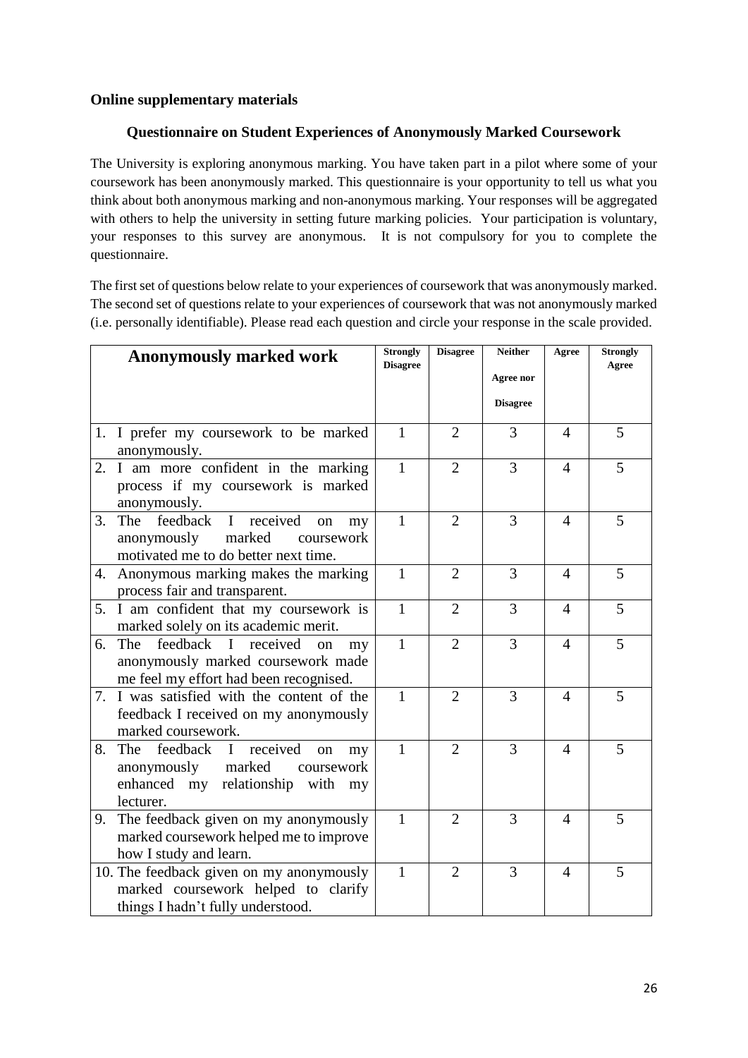**Online supplementary materials**

### Questionnaire on Student Experiences of Anonymously Marked Coursework

The University is exploring anonymous marking. You have taken part in a pilot where some of your coursework has been anonymously marked. This questionnaire is your opportunity to tell us what you think about both anonymous marking and non-anonymous marking. Your responses will be aggregated with others to help the university in setting future marking policies. Your participation is voluntary, your responses to this survey are anonymous. It is not compulsory for you to complete the questionnaire.

The first set of questions below relate to your experiences of coursework that was anonymously marked. The second set of questions relate to your experiences of coursework that was not anonymously marked (i.e. personally identifiable). Please read each question and circle your response in the scale provided.

| **Anonymously marked work** | **Strongly Disagree** | **Disagree** | **Neither Agree nor Disagree** | **Agree** | **Strongly Agree** |
|---|---|---|---|---|---|
| 1. I prefer my coursework to be marked anonymously. | 1 | 2 | 3 | 4 | 5 |
| 2. I am more confident in the marking process if my coursework is marked anonymously. | 1 | 2 | 3 | 4 | 5 |
| 3. The feedback I received on my anonymously marked coursework motivated me to do better next time. | 1 | 2 | 3 | 4 | 5 |
| 4. Anonymous marking makes the marking process fair and transparent. | 1 | 2 | 3 | 4 | 5 |
| 5. I am confident that my coursework is marked solely on its academic merit. | 1 | 2 | 3 | 4 | 5 |
| 6. The feedback I received on my anonymously marked coursework made me feel my effort had been recognised. | 1 | 2 | 3 | 4 | 5 |
| 7. I was satisfied with the content of the feedback I received on my anonymously marked coursework. | 1 | 2 | 3 | 4 | 5 |
| 8. The feedback I received on my anonymously marked coursework enhanced my relationship with my lecturer. | 1 | 2 | 3 | 4 | 5 |
| 9. The feedback given on my anonymously marked coursework helped me to improve how I study and learn. | 1 | 2 | 3 | 4 | 5 |
| 10. The feedback given on my anonymously marked coursework helped to clarify things I hadn't fully understood. | 1 | 2 | 3 | 4 | 5 |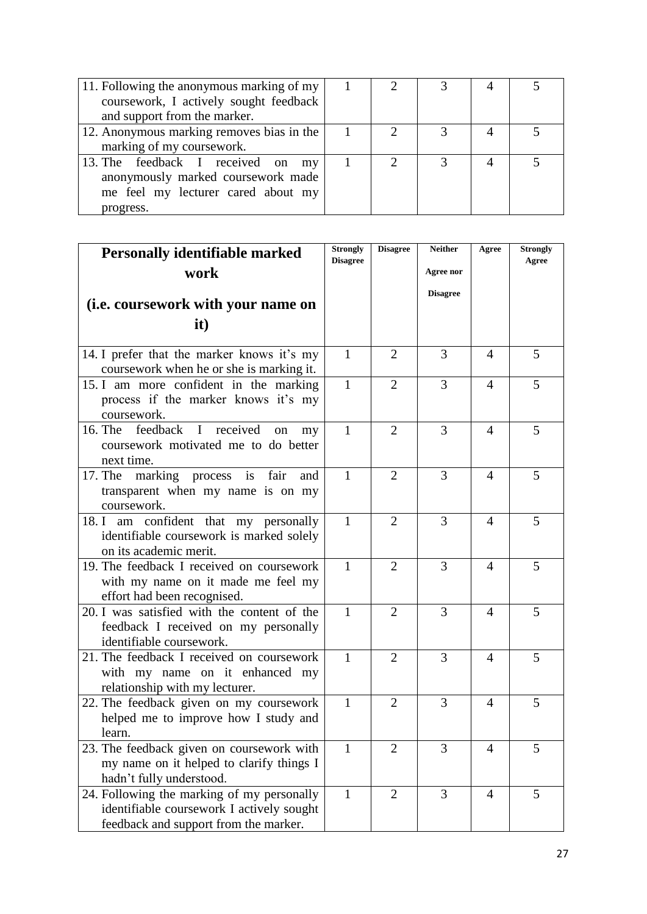| | | | | | |
|---|---|---|---|---|---|
| 11. Following the anonymous marking of my coursework, I actively sought feedback and support from the marker. | 1 | 2 | 3 | 4 | 5 |
| 12. Anonymous marking removes bias in the marking of my coursework. | 1 | 2 | 3 | 4 | 5 |
| 13. The feedback I received on my anonymously marked coursework made me feel my lecturer cared about my progress. | 1 | 2 | 3 | 4 | 5 |

| **Personally identifiable marked work (i.e. coursework with your name on it)** | **Strongly Disagree** | **Disagree** | **Neither Agree nor Disagree** | **Agree** | **Strongly Agree** |
|---|---|---|---|---|---|
| 14. I prefer that the marker knows it's my coursework when he or she is marking it. | 1 | 2 | 3 | 4 | 5 |
| 15. I am more confident in the marking process if the marker knows it's my coursework. | 1 | 2 | 3 | 4 | 5 |
| 16. The feedback I received on my coursework motivated me to do better next time. | 1 | 2 | 3 | 4 | 5 |
| 17. The marking process is fair and transparent when my name is on my coursework. | 1 | 2 | 3 | 4 | 5 |
| 18. I am confident that my personally identifiable coursework is marked solely on its academic merit. | 1 | 2 | 3 | 4 | 5 |
| 19. The feedback I received on coursework with my name on it made me feel my effort had been recognised. | 1 | 2 | 3 | 4 | 5 |
| 20. I was satisfied with the content of the feedback I received on my personally identifiable coursework. | 1 | 2 | 3 | 4 | 5 |
| 21. The feedback I received on coursework with my name on it enhanced my relationship with my lecturer. | 1 | 2 | 3 | 4 | 5 |
| 22. The feedback given on my coursework helped me to improve how I study and learn. | 1 | 2 | 3 | 4 | 5 |
| 23. The feedback given on coursework with my name on it helped to clarify things I hadn't fully understood. | 1 | 2 | 3 | 4 | 5 |
| 24. Following the marking of my personally identifiable coursework I actively sought feedback and support from the marker. | 1 | 2 | 3 | 4 | 5 |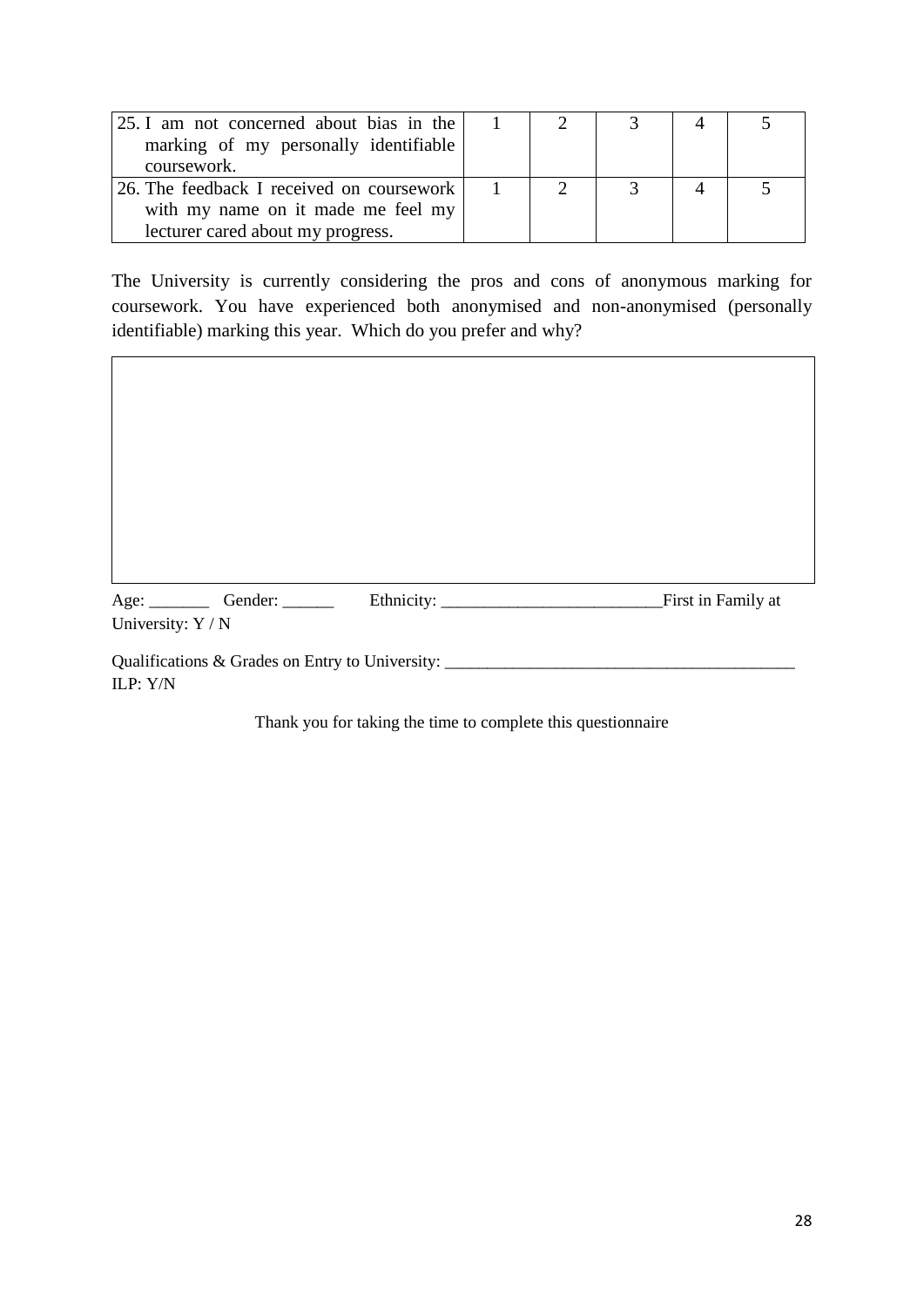| | | | | | |
|---|---|---|---|---|---|
| 25. I am not concerned about bias in the marking of my personally identifiable coursework. | 1 | 2 | 3 | 4 | 5 |
| 26. The feedback I received on coursework with my name on it made me feel my lecturer cared about my progress. | 1 | 2 | 3 | 4 | 5 |

The University is currently considering the pros and cons of anonymous marking for coursework. You have experienced both anonymised and non-anonymised (personally identifiable) marking this year. Which do you prefer and why?

| |
|---|
| |

Age: _______ Gender: ______ Ethnicity: __________________________First in Family at University: Y / N

Qualifications & Grades on Entry to University: __________________________________________ ILP: Y/N

Thank you for taking the time to complete this questionnaire